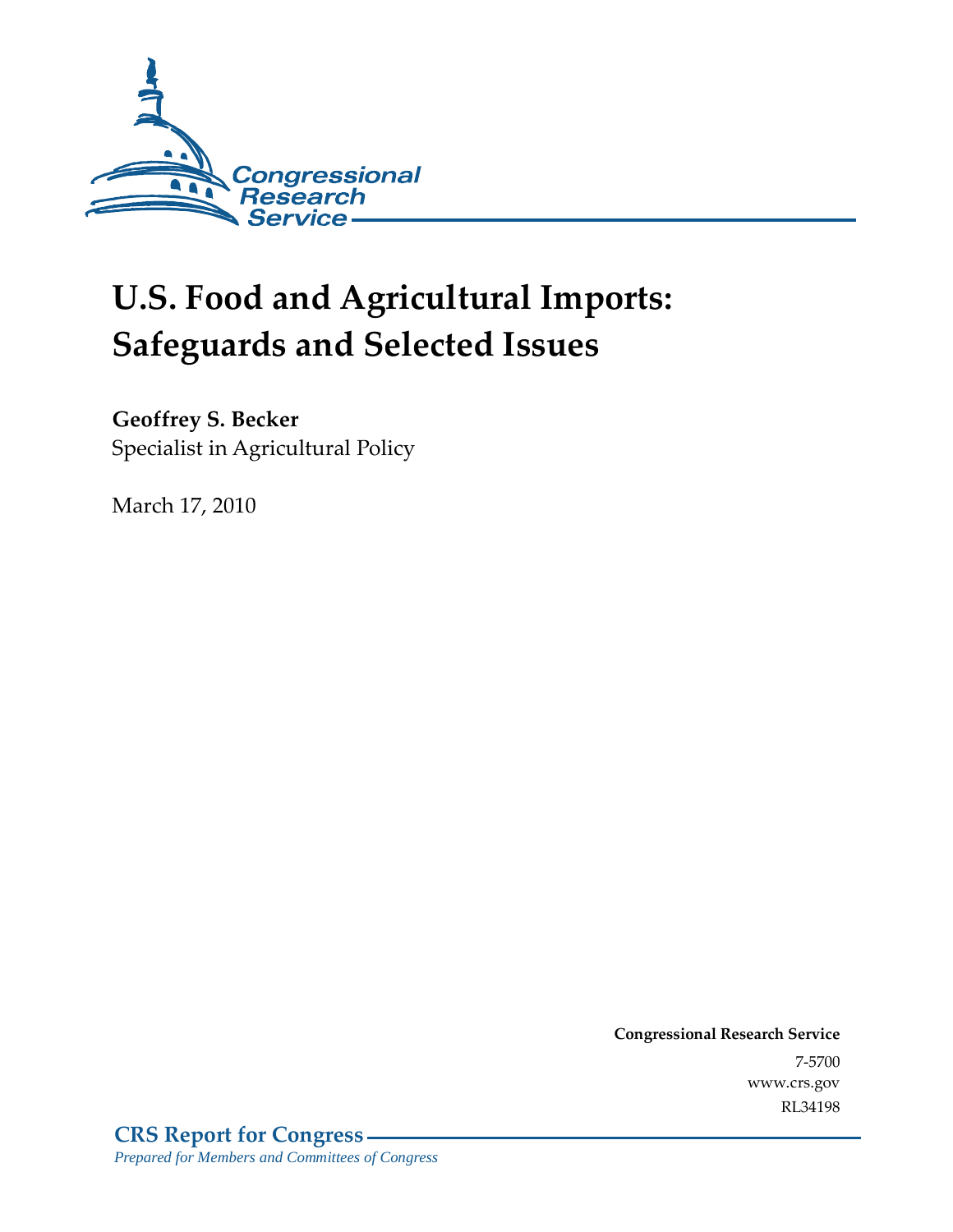Congressional Research Service

# U.S. Food and Agricultural Imports: Safeguards and Selected Issues

**Geoffrey S. Becker**
Specialist in Agricultural Policy

March 17, 2010

**Congressional Research Service**
7-5700
www.crs.gov
RL34198

**CRS Report for Congress**
*Prepared for Members and Committees of Congress*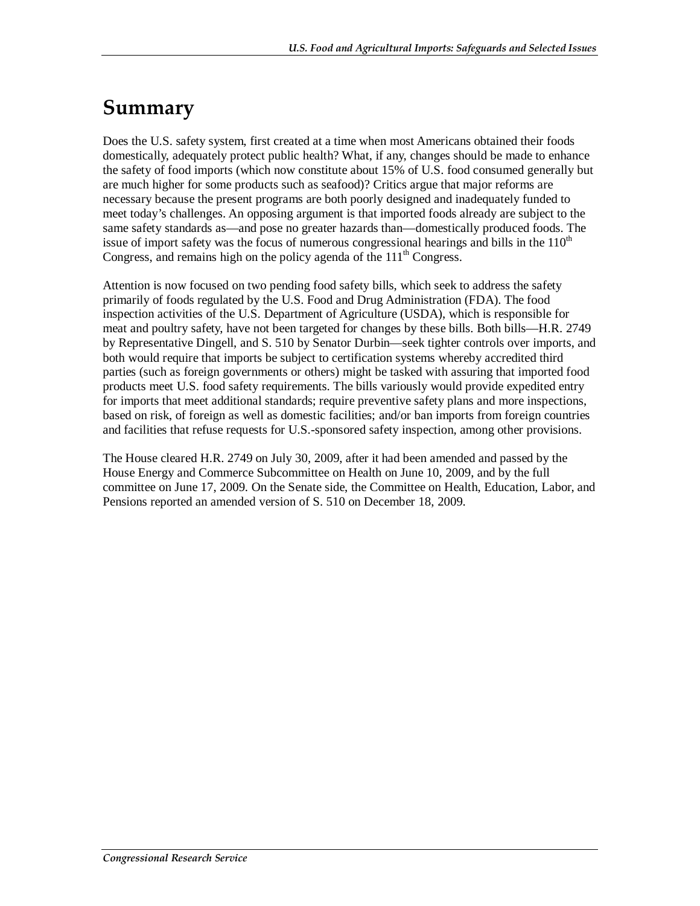# Summary

Does the U.S. safety system, first created at a time when most Americans obtained their foods domestically, adequately protect public health? What, if any, changes should be made to enhance the safety of food imports (which now constitute about 15% of U.S. food consumed generally but are much higher for some products such as seafood)? Critics argue that major reforms are necessary because the present programs are both poorly designed and inadequately funded to meet today's challenges. An opposing argument is that imported foods already are subject to the same safety standards as—and pose no greater hazards than—domestically produced foods. The issue of import safety was the focus of numerous congressional hearings and bills in the 110th Congress, and remains high on the policy agenda of the 111th Congress.

Attention is now focused on two pending food safety bills, which seek to address the safety primarily of foods regulated by the U.S. Food and Drug Administration (FDA). The food inspection activities of the U.S. Department of Agriculture (USDA), which is responsible for meat and poultry safety, have not been targeted for changes by these bills. Both bills—H.R. 2749 by Representative Dingell, and S. 510 by Senator Durbin—seek tighter controls over imports, and both would require that imports be subject to certification systems whereby accredited third parties (such as foreign governments or others) might be tasked with assuring that imported food products meet U.S. food safety requirements. The bills variously would provide expedited entry for imports that meet additional standards; require preventive safety plans and more inspections, based on risk, of foreign as well as domestic facilities; and/or ban imports from foreign countries and facilities that refuse requests for U.S.-sponsored safety inspection, among other provisions.

The House cleared H.R. 2749 on July 30, 2009, after it had been amended and passed by the House Energy and Commerce Subcommittee on Health on June 10, 2009, and by the full committee on June 17, 2009. On the Senate side, the Committee on Health, Education, Labor, and Pensions reported an amended version of S. 510 on December 18, 2009.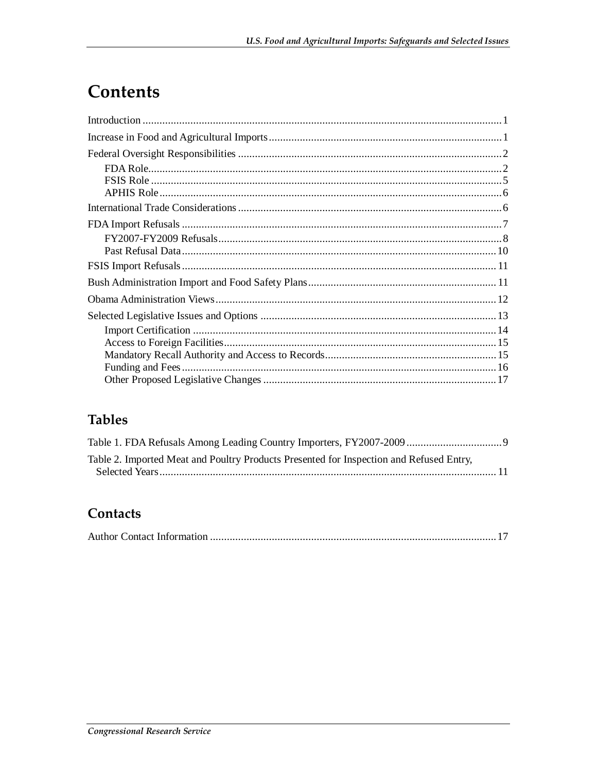# Contents

Introduction ... 1
Increase in Food and Agricultural Imports ... 1
Federal Oversight Responsibilities ... 2
- FDA Role ... 2
- FSIS Role ... 5
- APHIS Role ... 6

International Trade Considerations ... 6
FDA Import Refusals ... 7
- FY2007-FY2009 Refusals ... 8
- Past Refusal Data ... 10

FSIS Import Refusals ... 11
Bush Administration Import and Food Safety Plans ... 11
Obama Administration Views ... 12
Selected Legislative Issues and Options ... 13
- Import Certification ... 14
- Access to Foreign Facilities ... 15
- Mandatory Recall Authority and Access to Records ... 15
- Funding and Fees ... 16
- Other Proposed Legislative Changes ... 17

## Tables

Table 1. FDA Refusals Among Leading Country Importers, FY2007-2009 ... 9
Table 2. Imported Meat and Poultry Products Presented for Inspection and Refused Entry, Selected Years ... 11

## Contacts

Author Contact Information ... 17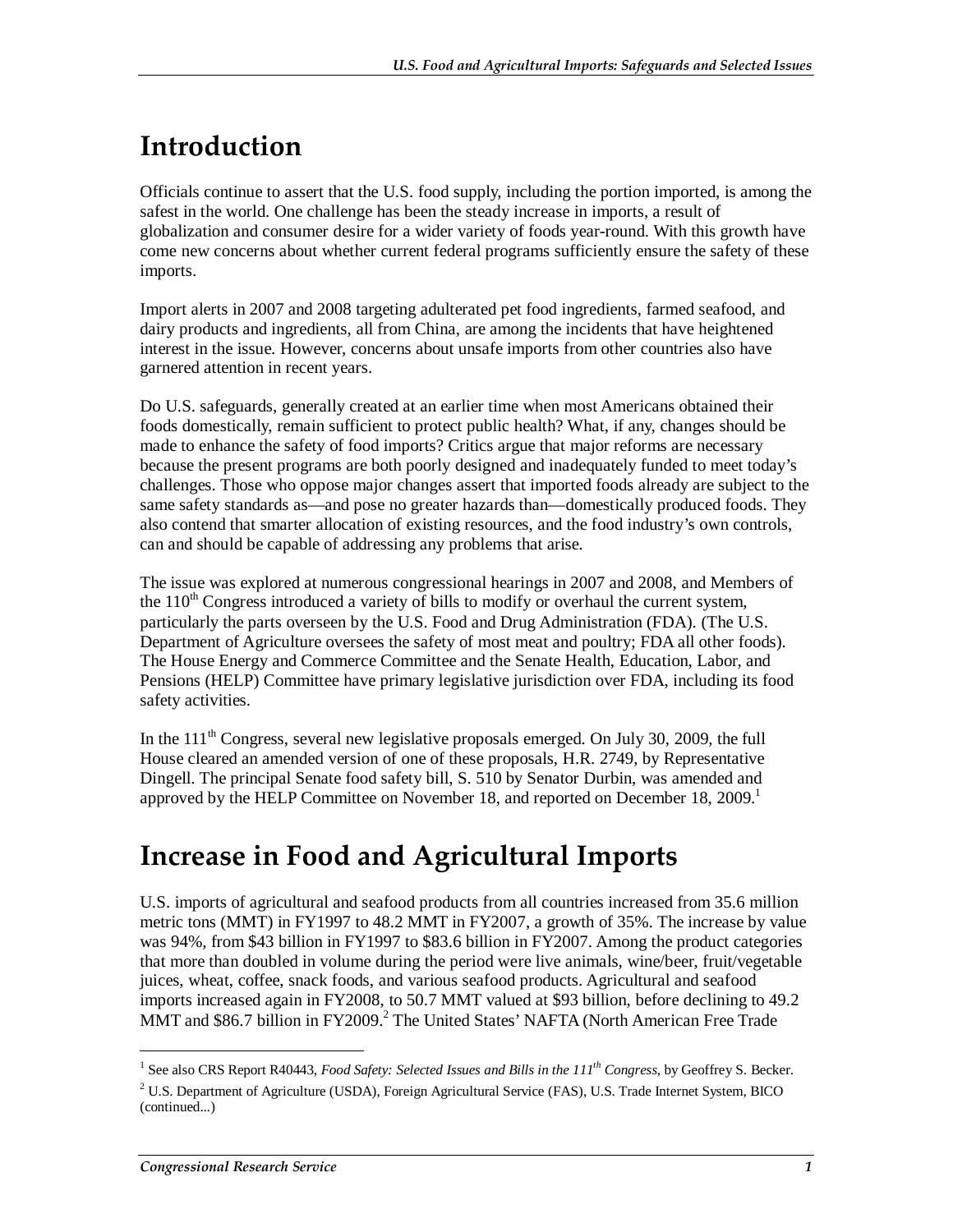# Introduction

Officials continue to assert that the U.S. food supply, including the portion imported, is among the safest in the world. One challenge has been the steady increase in imports, a result of globalization and consumer desire for a wider variety of foods year-round. With this growth have come new concerns about whether current federal programs sufficiently ensure the safety of these imports.

Import alerts in 2007 and 2008 targeting adulterated pet food ingredients, farmed seafood, and dairy products and ingredients, all from China, are among the incidents that have heightened interest in the issue. However, concerns about unsafe imports from other countries also have garnered attention in recent years.

Do U.S. safeguards, generally created at an earlier time when most Americans obtained their foods domestically, remain sufficient to protect public health? What, if any, changes should be made to enhance the safety of food imports? Critics argue that major reforms are necessary because the present programs are both poorly designed and inadequately funded to meet today's challenges. Those who oppose major changes assert that imported foods already are subject to the same safety standards as—and pose no greater hazards than—domestically produced foods. They also contend that smarter allocation of existing resources, and the food industry's own controls, can and should be capable of addressing any problems that arise.

The issue was explored at numerous congressional hearings in 2007 and 2008, and Members of the 110th Congress introduced a variety of bills to modify or overhaul the current system, particularly the parts overseen by the U.S. Food and Drug Administration (FDA). (The U.S. Department of Agriculture oversees the safety of most meat and poultry; FDA all other foods). The House Energy and Commerce Committee and the Senate Health, Education, Labor, and Pensions (HELP) Committee have primary legislative jurisdiction over FDA, including its food safety activities.

In the 111th Congress, several new legislative proposals emerged. On July 30, 2009, the full House cleared an amended version of one of these proposals, H.R. 2749, by Representative Dingell. The principal Senate food safety bill, S. 510 by Senator Durbin, was amended and approved by the HELP Committee on November 18, and reported on December 18, 2009.[1]

# Increase in Food and Agricultural Imports

U.S. imports of agricultural and seafood products from all countries increased from 35.6 million metric tons (MMT) in FY1997 to 48.2 MMT in FY2007, a growth of 35%. The increase by value was 94%, from $43 billion in FY1997 to $83.6 billion in FY2007. Among the product categories that more than doubled in volume during the period were live animals, wine/beer, fruit/vegetable juices, wheat, coffee, snack foods, and various seafood products. Agricultural and seafood imports increased again in FY2008, to 50.7 MMT valued at $93 billion, before declining to 49.2 MMT and $86.7 billion in FY2009.[2] The United States' NAFTA (North American Free Trade

---

[1] See also CRS Report R40443, *Food Safety: Selected Issues and Bills in the 111th Congress*, by Geoffrey S. Becker.

[2] U.S. Department of Agriculture (USDA), Foreign Agricultural Service (FAS), U.S. Trade Internet System, BICO (continued...)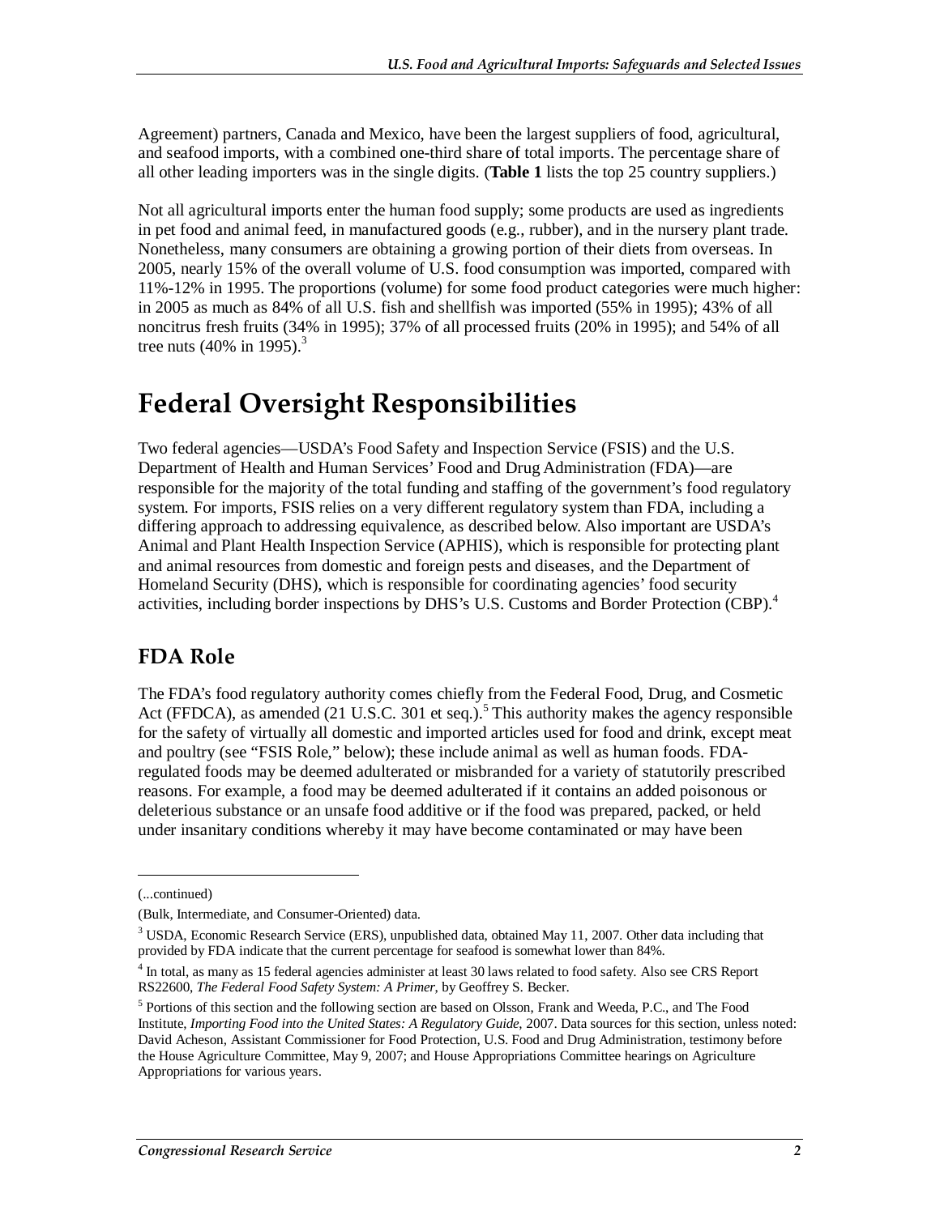Agreement) partners, Canada and Mexico, have been the largest suppliers of food, agricultural, and seafood imports, with a combined one-third share of total imports. The percentage share of all other leading importers was in the single digits. (**Table 1** lists the top 25 country suppliers.)

Not all agricultural imports enter the human food supply; some products are used as ingredients in pet food and animal feed, in manufactured goods (e.g., rubber), and in the nursery plant trade. Nonetheless, many consumers are obtaining a growing portion of their diets from overseas. In 2005, nearly 15% of the overall volume of U.S. food consumption was imported, compared with 11%-12% in 1995. The proportions (volume) for some food product categories were much higher: in 2005 as much as 84% of all U.S. fish and shellfish was imported (55% in 1995); 43% of all noncitrus fresh fruits (34% in 1995); 37% of all processed fruits (20% in 1995); and 54% of all tree nuts (40% in 1995).[3]

# Federal Oversight Responsibilities

Two federal agencies—USDA's Food Safety and Inspection Service (FSIS) and the U.S. Department of Health and Human Services' Food and Drug Administration (FDA)—are responsible for the majority of the total funding and staffing of the government's food regulatory system. For imports, FSIS relies on a very different regulatory system than FDA, including a differing approach to addressing equivalence, as described below. Also important are USDA's Animal and Plant Health Inspection Service (APHIS), which is responsible for protecting plant and animal resources from domestic and foreign pests and diseases, and the Department of Homeland Security (DHS), which is responsible for coordinating agencies' food security activities, including border inspections by DHS's U.S. Customs and Border Protection (CBP).[4]

## FDA Role

The FDA's food regulatory authority comes chiefly from the Federal Food, Drug, and Cosmetic Act (FFDCA), as amended (21 U.S.C. 301 et seq.).[5] This authority makes the agency responsible for the safety of virtually all domestic and imported articles used for food and drink, except meat and poultry (see "FSIS Role," below); these include animal as well as human foods. FDA-regulated foods may be deemed adulterated or misbranded for a variety of statutorily prescribed reasons. For example, a food may be deemed adulterated if it contains an added poisonous or deleterious substance or an unsafe food additive or if the food was prepared, packed, or held under insanitary conditions whereby it may have become contaminated or may have been

---

(...continued)

(Bulk, Intermediate, and Consumer-Oriented) data.

[3] USDA, Economic Research Service (ERS), unpublished data, obtained May 11, 2007. Other data including that provided by FDA indicate that the current percentage for seafood is somewhat lower than 84%.

[4] In total, as many as 15 federal agencies administer at least 30 laws related to food safety. Also see CRS Report RS22600, *The Federal Food Safety System: A Primer*, by Geoffrey S. Becker.

[5] Portions of this section and the following section are based on Olsson, Frank and Weeda, P.C., and The Food Institute, *Importing Food into the United States: A Regulatory Guide*, 2007. Data sources for this section, unless noted: David Acheson, Assistant Commissioner for Food Protection, U.S. Food and Drug Administration, testimony before the House Agriculture Committee, May 9, 2007; and House Appropriations Committee hearings on Agriculture Appropriations for various years.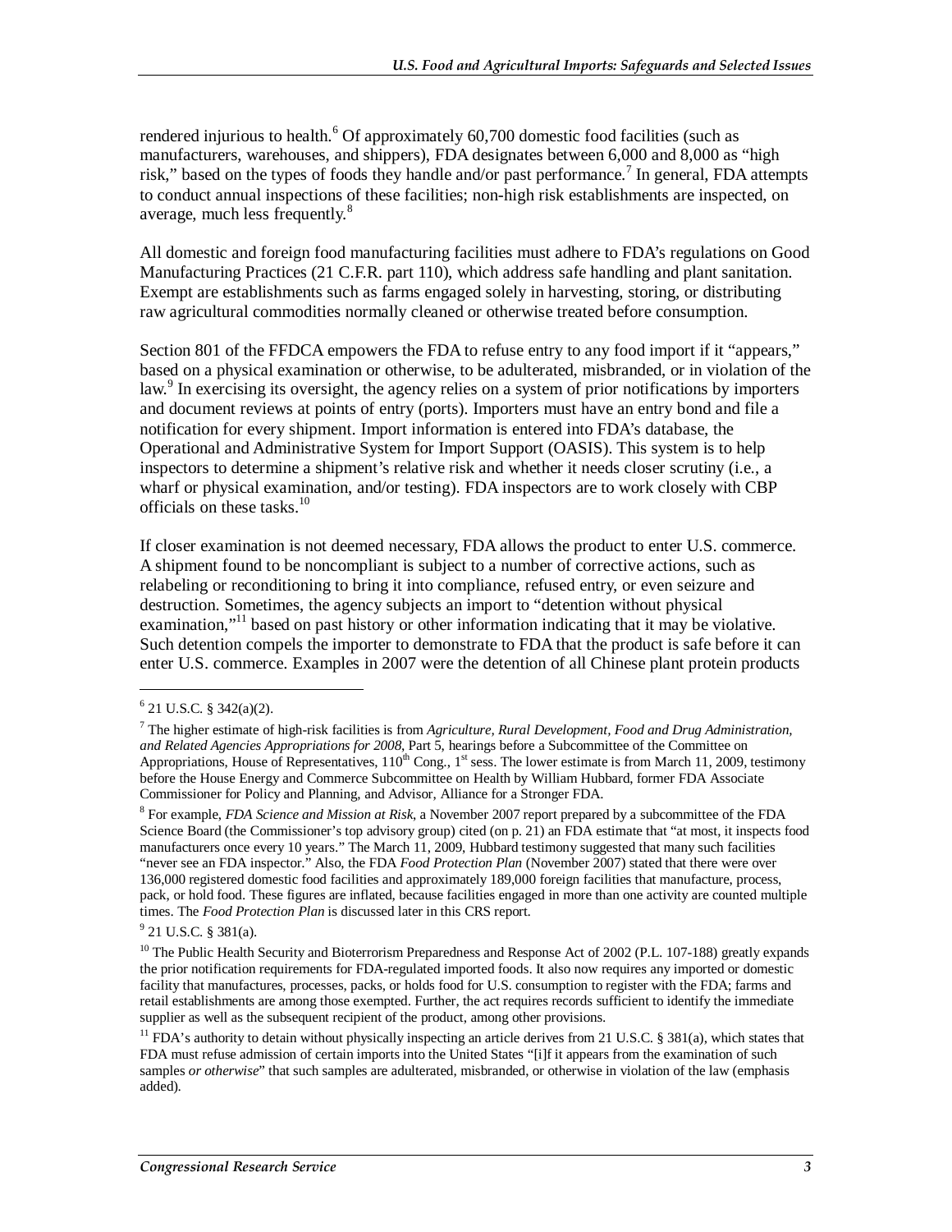rendered injurious to health.[6] Of approximately 60,700 domestic food facilities (such as manufacturers, warehouses, and shippers), FDA designates between 6,000 and 8,000 as "high risk," based on the types of foods they handle and/or past performance.[7] In general, FDA attempts to conduct annual inspections of these facilities; non-high risk establishments are inspected, on average, much less frequently.[8]

All domestic and foreign food manufacturing facilities must adhere to FDA's regulations on Good Manufacturing Practices (21 C.F.R. part 110), which address safe handling and plant sanitation. Exempt are establishments such as farms engaged solely in harvesting, storing, or distributing raw agricultural commodities normally cleaned or otherwise treated before consumption.

Section 801 of the FFDCA empowers the FDA to refuse entry to any food import if it "appears," based on a physical examination or otherwise, to be adulterated, misbranded, or in violation of the law.[9] In exercising its oversight, the agency relies on a system of prior notifications by importers and document reviews at points of entry (ports). Importers must have an entry bond and file a notification for every shipment. Import information is entered into FDA's database, the Operational and Administrative System for Import Support (OASIS). This system is to help inspectors to determine a shipment's relative risk and whether it needs closer scrutiny (i.e., a wharf or physical examination, and/or testing). FDA inspectors are to work closely with CBP officials on these tasks.[10]

If closer examination is not deemed necessary, FDA allows the product to enter U.S. commerce. A shipment found to be noncompliant is subject to a number of corrective actions, such as relabeling or reconditioning to bring it into compliance, refused entry, or even seizure and destruction. Sometimes, the agency subjects an import to "detention without physical examination,"[11] based on past history or other information indicating that it may be violative. Such detention compels the importer to demonstrate to FDA that the product is safe before it can enter U.S. commerce. Examples in 2007 were the detention of all Chinese plant protein products

---

[6] 21 U.S.C. § 342(a)(2).

[7] The higher estimate of high-risk facilities is from *Agriculture, Rural Development, Food and Drug Administration, and Related Agencies Appropriations for 2008*, Part 5, hearings before a Subcommittee of the Committee on Appropriations, House of Representatives, 110th Cong., 1st sess. The lower estimate is from March 11, 2009, testimony before the House Energy and Commerce Subcommittee on Health by William Hubbard, former FDA Associate Commissioner for Policy and Planning, and Advisor, Alliance for a Stronger FDA.

[8] For example, *FDA Science and Mission at Risk*, a November 2007 report prepared by a subcommittee of the FDA Science Board (the Commissioner's top advisory group) cited (on p. 21) an FDA estimate that "at most, it inspects food manufacturers once every 10 years." The March 11, 2009, Hubbard testimony suggested that many such facilities "never see an FDA inspector." Also, the FDA *Food Protection Plan* (November 2007) stated that there were over 136,000 registered domestic food facilities and approximately 189,000 foreign facilities that manufacture, process, pack, or hold food. These figures are inflated, because facilities engaged in more than one activity are counted multiple times. The *Food Protection Plan* is discussed later in this CRS report.

[9] 21 U.S.C. § 381(a).

[10] The Public Health Security and Bioterrorism Preparedness and Response Act of 2002 (P.L. 107-188) greatly expands the prior notification requirements for FDA-regulated imported foods. It also now requires any imported or domestic facility that manufactures, processes, packs, or holds food for U.S. consumption to register with the FDA; farms and retail establishments are among those exempted. Further, the act requires records sufficient to identify the immediate supplier as well as the subsequent recipient of the product, among other provisions.

[11] FDA's authority to detain without physically inspecting an article derives from 21 U.S.C. § 381(a), which states that FDA must refuse admission of certain imports into the United States "[i]f it appears from the examination of such samples *or otherwise*" that such samples are adulterated, misbranded, or otherwise in violation of the law (emphasis added).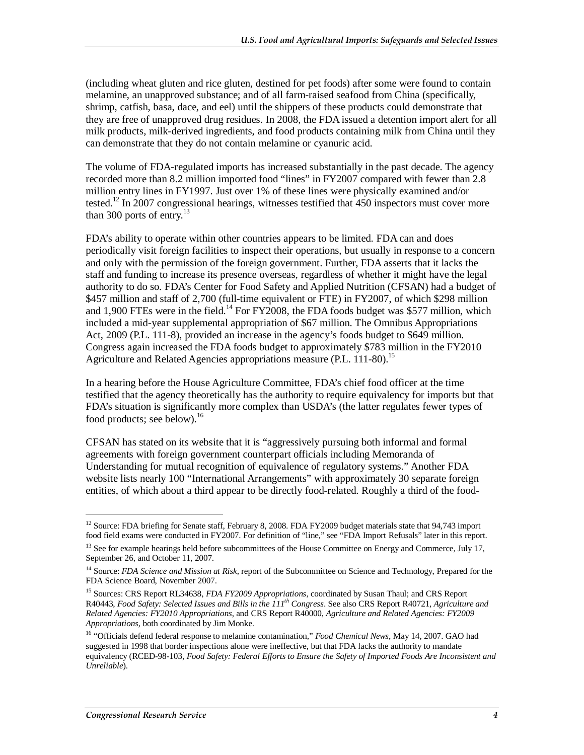(including wheat gluten and rice gluten, destined for pet foods) after some were found to contain melamine, an unapproved substance; and of all farm-raised seafood from China (specifically, shrimp, catfish, basa, dace, and eel) until the shippers of these products could demonstrate that they are free of unapproved drug residues. In 2008, the FDA issued a detention import alert for all milk products, milk-derived ingredients, and food products containing milk from China until they can demonstrate that they do not contain melamine or cyanuric acid.

The volume of FDA-regulated imports has increased substantially in the past decade. The agency recorded more than 8.2 million imported food "lines" in FY2007 compared with fewer than 2.8 million entry lines in FY1997. Just over 1% of these lines were physically examined and/or tested.[12] In 2007 congressional hearings, witnesses testified that 450 inspectors must cover more than 300 ports of entry.[13]

FDA's ability to operate within other countries appears to be limited. FDA can and does periodically visit foreign facilities to inspect their operations, but usually in response to a concern and only with the permission of the foreign government. Further, FDA asserts that it lacks the staff and funding to increase its presence overseas, regardless of whether it might have the legal authority to do so. FDA's Center for Food Safety and Applied Nutrition (CFSAN) had a budget of $457 million and staff of 2,700 (full-time equivalent or FTE) in FY2007, of which $298 million and 1,900 FTEs were in the field.[14] For FY2008, the FDA foods budget was $577 million, which included a mid-year supplemental appropriation of $67 million. The Omnibus Appropriations Act, 2009 (P.L. 111-8), provided an increase in the agency's foods budget to $649 million. Congress again increased the FDA foods budget to approximately $783 million in the FY2010 Agriculture and Related Agencies appropriations measure (P.L. 111-80).[15]

In a hearing before the House Agriculture Committee, FDA's chief food officer at the time testified that the agency theoretically has the authority to require equivalency for imports but that FDA's situation is significantly more complex than USDA's (the latter regulates fewer types of food products; see below).[16]

CFSAN has stated on its website that it is "aggressively pursuing both informal and formal agreements with foreign government counterpart officials including Memoranda of Understanding for mutual recognition of equivalence of regulatory systems." Another FDA website lists nearly 100 "International Arrangements" with approximately 30 separate foreign entities, of which about a third appear to be directly food-related. Roughly a third of the food-

---

[12] Source: FDA briefing for Senate staff, February 8, 2008. FDA FY2009 budget materials state that 94,743 import food field exams were conducted in FY2007. For definition of "line," see "FDA Import Refusals" later in this report.

[13] See for example hearings held before subcommittees of the House Committee on Energy and Commerce, July 17, September 26, and October 11, 2007.

[14] Source: *FDA Science and Mission at Risk*, report of the Subcommittee on Science and Technology, Prepared for the FDA Science Board, November 2007.

[15] Sources: CRS Report RL34638, *FDA FY2009 Appropriations*, coordinated by Susan Thaul; and CRS Report R40443, *Food Safety: Selected Issues and Bills in the 111th Congress*. See also CRS Report R40721, *Agriculture and Related Agencies: FY2010 Appropriations*, and CRS Report R40000, *Agriculture and Related Agencies: FY2009 Appropriations*, both coordinated by Jim Monke.

[16] "Officials defend federal response to melamine contamination," *Food Chemical News*, May 14, 2007. GAO had suggested in 1998 that border inspections alone were ineffective, but that FDA lacks the authority to mandate equivalency (RCED-98-103, *Food Safety: Federal Efforts to Ensure the Safety of Imported Foods Are Inconsistent and Unreliable*).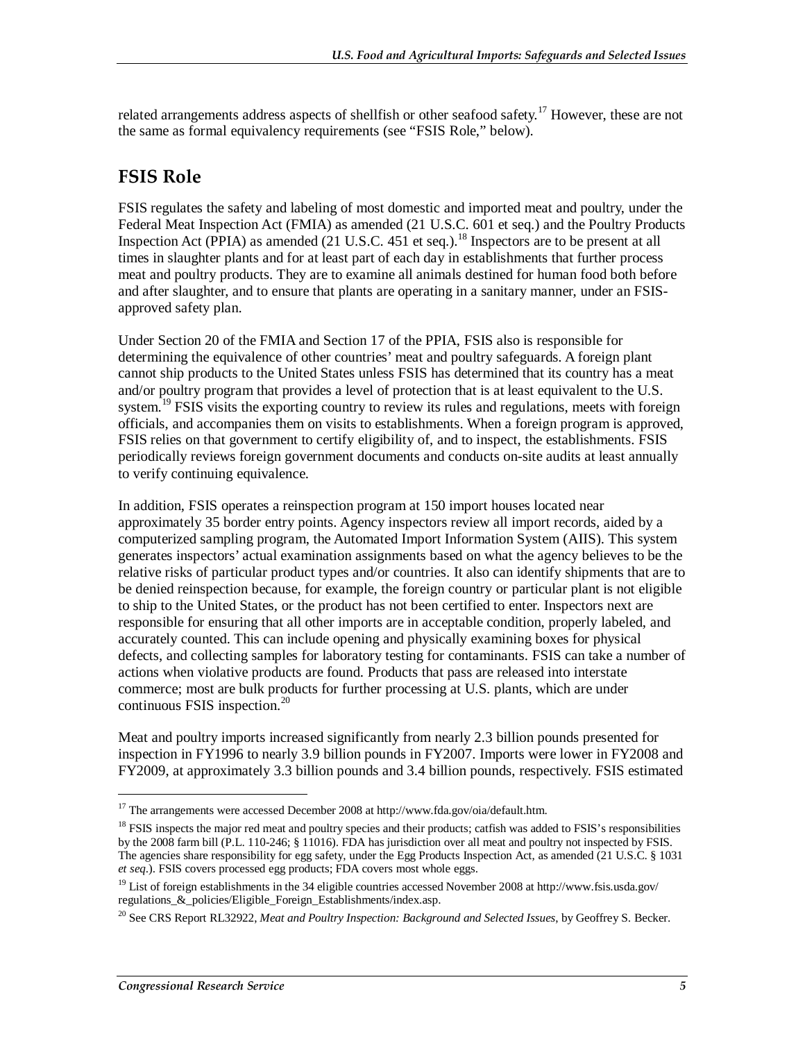related arrangements address aspects of shellfish or other seafood safety.[17] However, these are not the same as formal equivalency requirements (see "FSIS Role," below).

## FSIS Role

FSIS regulates the safety and labeling of most domestic and imported meat and poultry, under the Federal Meat Inspection Act (FMIA) as amended (21 U.S.C. 601 et seq.) and the Poultry Products Inspection Act (PPIA) as amended (21 U.S.C. 451 et seq.).[18] Inspectors are to be present at all times in slaughter plants and for at least part of each day in establishments that further process meat and poultry products. They are to examine all animals destined for human food both before and after slaughter, and to ensure that plants are operating in a sanitary manner, under an FSIS-approved safety plan.

Under Section 20 of the FMIA and Section 17 of the PPIA, FSIS also is responsible for determining the equivalence of other countries' meat and poultry safeguards. A foreign plant cannot ship products to the United States unless FSIS has determined that its country has a meat and/or poultry program that provides a level of protection that is at least equivalent to the U.S. system.[19] FSIS visits the exporting country to review its rules and regulations, meets with foreign officials, and accompanies them on visits to establishments. When a foreign program is approved, FSIS relies on that government to certify eligibility of, and to inspect, the establishments. FSIS periodically reviews foreign government documents and conducts on-site audits at least annually to verify continuing equivalence.

In addition, FSIS operates a reinspection program at 150 import houses located near approximately 35 border entry points. Agency inspectors review all import records, aided by a computerized sampling program, the Automated Import Information System (AIIS). This system generates inspectors' actual examination assignments based on what the agency believes to be the relative risks of particular product types and/or countries. It also can identify shipments that are to be denied reinspection because, for example, the foreign country or particular plant is not eligible to ship to the United States, or the product has not been certified to enter. Inspectors next are responsible for ensuring that all other imports are in acceptable condition, properly labeled, and accurately counted. This can include opening and physically examining boxes for physical defects, and collecting samples for laboratory testing for contaminants. FSIS can take a number of actions when violative products are found. Products that pass are released into interstate commerce; most are bulk products for further processing at U.S. plants, which are under continuous FSIS inspection.[20]

Meat and poultry imports increased significantly from nearly 2.3 billion pounds presented for inspection in FY1996 to nearly 3.9 billion pounds in FY2007. Imports were lower in FY2008 and FY2009, at approximately 3.3 billion pounds and 3.4 billion pounds, respectively. FSIS estimated

---

[17] The arrangements were accessed December 2008 at http://www.fda.gov/oia/default.htm.

[18] FSIS inspects the major red meat and poultry species and their products; catfish was added to FSIS's responsibilities by the 2008 farm bill (P.L. 110-246; § 11016). FDA has jurisdiction over all meat and poultry not inspected by FSIS. The agencies share responsibility for egg safety, under the Egg Products Inspection Act, as amended (21 U.S.C. § 1031 *et seq*.). FSIS covers processed egg products; FDA covers most whole eggs.

[19] List of foreign establishments in the 34 eligible countries accessed November 2008 at http://www.fsis.usda.gov/regulations_&_policies/Eligible_Foreign_Establishments/index.asp.

[20] See CRS Report RL32922, *Meat and Poultry Inspection: Background and Selected Issues*, by Geoffrey S. Becker.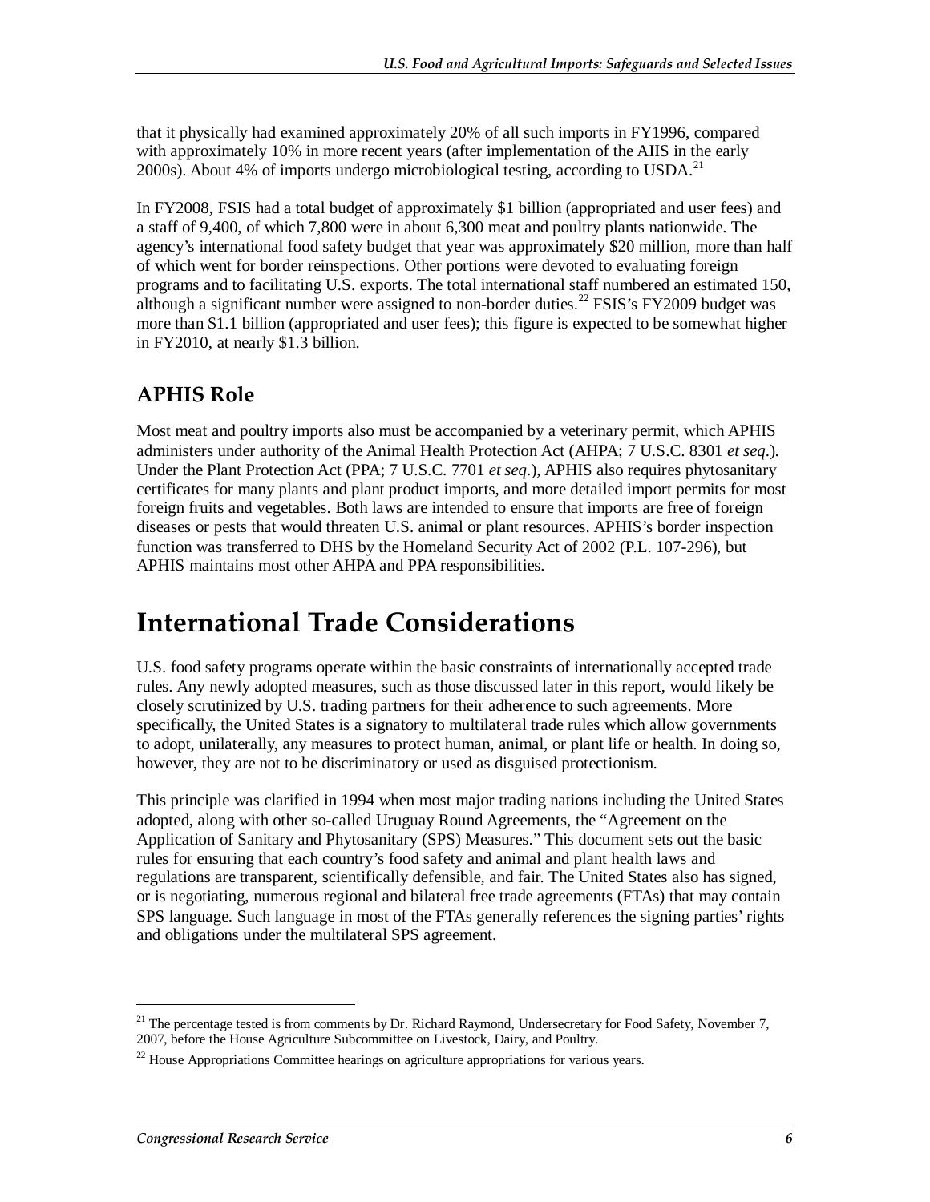that it physically had examined approximately 20% of all such imports in FY1996, compared with approximately 10% in more recent years (after implementation of the AIIS in the early 2000s). About 4% of imports undergo microbiological testing, according to USDA.[21]

In FY2008, FSIS had a total budget of approximately $1 billion (appropriated and user fees) and a staff of 9,400, of which 7,800 were in about 6,300 meat and poultry plants nationwide. The agency's international food safety budget that year was approximately $20 million, more than half of which went for border reinspections. Other portions were devoted to evaluating foreign programs and to facilitating U.S. exports. The total international staff numbered an estimated 150, although a significant number were assigned to non-border duties.[22] FSIS's FY2009 budget was more than $1.1 billion (appropriated and user fees); this figure is expected to be somewhat higher in FY2010, at nearly $1.3 billion.

### APHIS Role

Most meat and poultry imports also must be accompanied by a veterinary permit, which APHIS administers under authority of the Animal Health Protection Act (AHPA; 7 U.S.C. 8301 *et seq*.). Under the Plant Protection Act (PPA; 7 U.S.C. 7701 *et seq*.), APHIS also requires phytosanitary certificates for many plants and plant product imports, and more detailed import permits for most foreign fruits and vegetables. Both laws are intended to ensure that imports are free of foreign diseases or pests that would threaten U.S. animal or plant resources. APHIS's border inspection function was transferred to DHS by the Homeland Security Act of 2002 (P.L. 107-296), but APHIS maintains most other AHPA and PPA responsibilities.

## International Trade Considerations

U.S. food safety programs operate within the basic constraints of internationally accepted trade rules. Any newly adopted measures, such as those discussed later in this report, would likely be closely scrutinized by U.S. trading partners for their adherence to such agreements. More specifically, the United States is a signatory to multilateral trade rules which allow governments to adopt, unilaterally, any measures to protect human, animal, or plant life or health. In doing so, however, they are not to be discriminatory or used as disguised protectionism.

This principle was clarified in 1994 when most major trading nations including the United States adopted, along with other so-called Uruguay Round Agreements, the "Agreement on the Application of Sanitary and Phytosanitary (SPS) Measures." This document sets out the basic rules for ensuring that each country's food safety and animal and plant health laws and regulations are transparent, scientifically defensible, and fair. The United States also has signed, or is negotiating, numerous regional and bilateral free trade agreements (FTAs) that may contain SPS language. Such language in most of the FTAs generally references the signing parties' rights and obligations under the multilateral SPS agreement.

---

[21] The percentage tested is from comments by Dr. Richard Raymond, Undersecretary for Food Safety, November 7, 2007, before the House Agriculture Subcommittee on Livestock, Dairy, and Poultry.

[22] House Appropriations Committee hearings on agriculture appropriations for various years.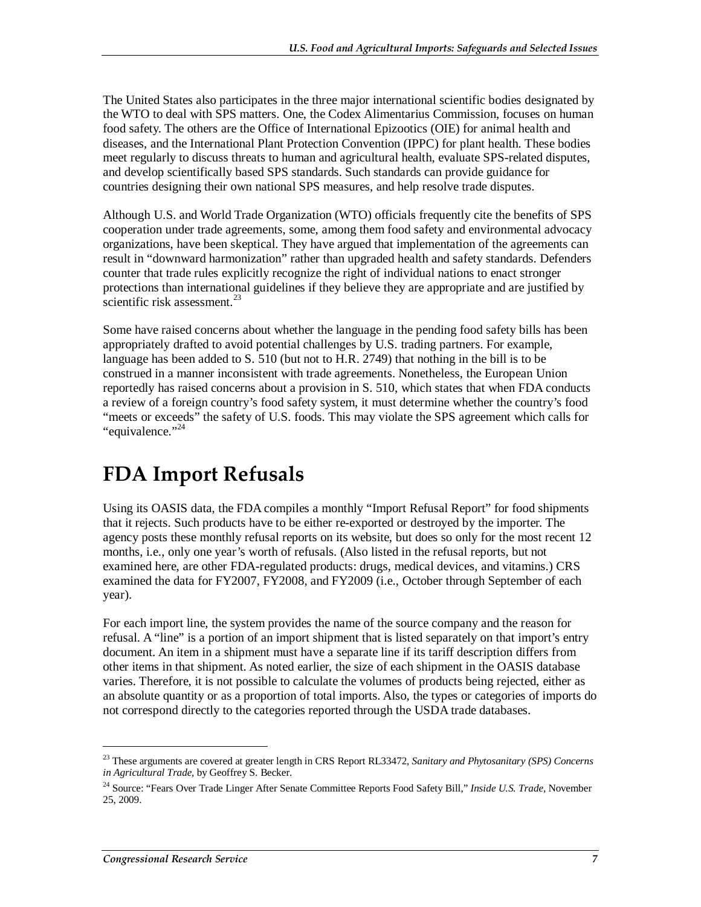The United States also participates in the three major international scientific bodies designated by the WTO to deal with SPS matters. One, the Codex Alimentarius Commission, focuses on human food safety. The others are the Office of International Epizootics (OIE) for animal health and diseases, and the International Plant Protection Convention (IPPC) for plant health. These bodies meet regularly to discuss threats to human and agricultural health, evaluate SPS-related disputes, and develop scientifically based SPS standards. Such standards can provide guidance for countries designing their own national SPS measures, and help resolve trade disputes.

Although U.S. and World Trade Organization (WTO) officials frequently cite the benefits of SPS cooperation under trade agreements, some, among them food safety and environmental advocacy organizations, have been skeptical. They have argued that implementation of the agreements can result in "downward harmonization" rather than upgraded health and safety standards. Defenders counter that trade rules explicitly recognize the right of individual nations to enact stronger protections than international guidelines if they believe they are appropriate and are justified by scientific risk assessment.[23]

Some have raised concerns about whether the language in the pending food safety bills has been appropriately drafted to avoid potential challenges by U.S. trading partners. For example, language has been added to S. 510 (but not to H.R. 2749) that nothing in the bill is to be construed in a manner inconsistent with trade agreements. Nonetheless, the European Union reportedly has raised concerns about a provision in S. 510, which states that when FDA conducts a review of a foreign country's food safety system, it must determine whether the country's food "meets or exceeds" the safety of U.S. foods. This may violate the SPS agreement which calls for "equivalence."[24]

# FDA Import Refusals

Using its OASIS data, the FDA compiles a monthly "Import Refusal Report" for food shipments that it rejects. Such products have to be either re-exported or destroyed by the importer. The agency posts these monthly refusal reports on its website, but does so only for the most recent 12 months, i.e., only one year's worth of refusals. (Also listed in the refusal reports, but not examined here, are other FDA-regulated products: drugs, medical devices, and vitamins.) CRS examined the data for FY2007, FY2008, and FY2009 (i.e., October through September of each year).

For each import line, the system provides the name of the source company and the reason for refusal. A "line" is a portion of an import shipment that is listed separately on that import's entry document. An item in a shipment must have a separate line if its tariff description differs from other items in that shipment. As noted earlier, the size of each shipment in the OASIS database varies. Therefore, it is not possible to calculate the volumes of products being rejected, either as an absolute quantity or as a proportion of total imports. Also, the types or categories of imports do not correspond directly to the categories reported through the USDA trade databases.

---

[23] These arguments are covered at greater length in CRS Report RL33472, *Sanitary and Phytosanitary (SPS) Concerns in Agricultural Trade*, by Geoffrey S. Becker.

[24] Source: "Fears Over Trade Linger After Senate Committee Reports Food Safety Bill," *Inside U.S. Trade*, November 25, 2009.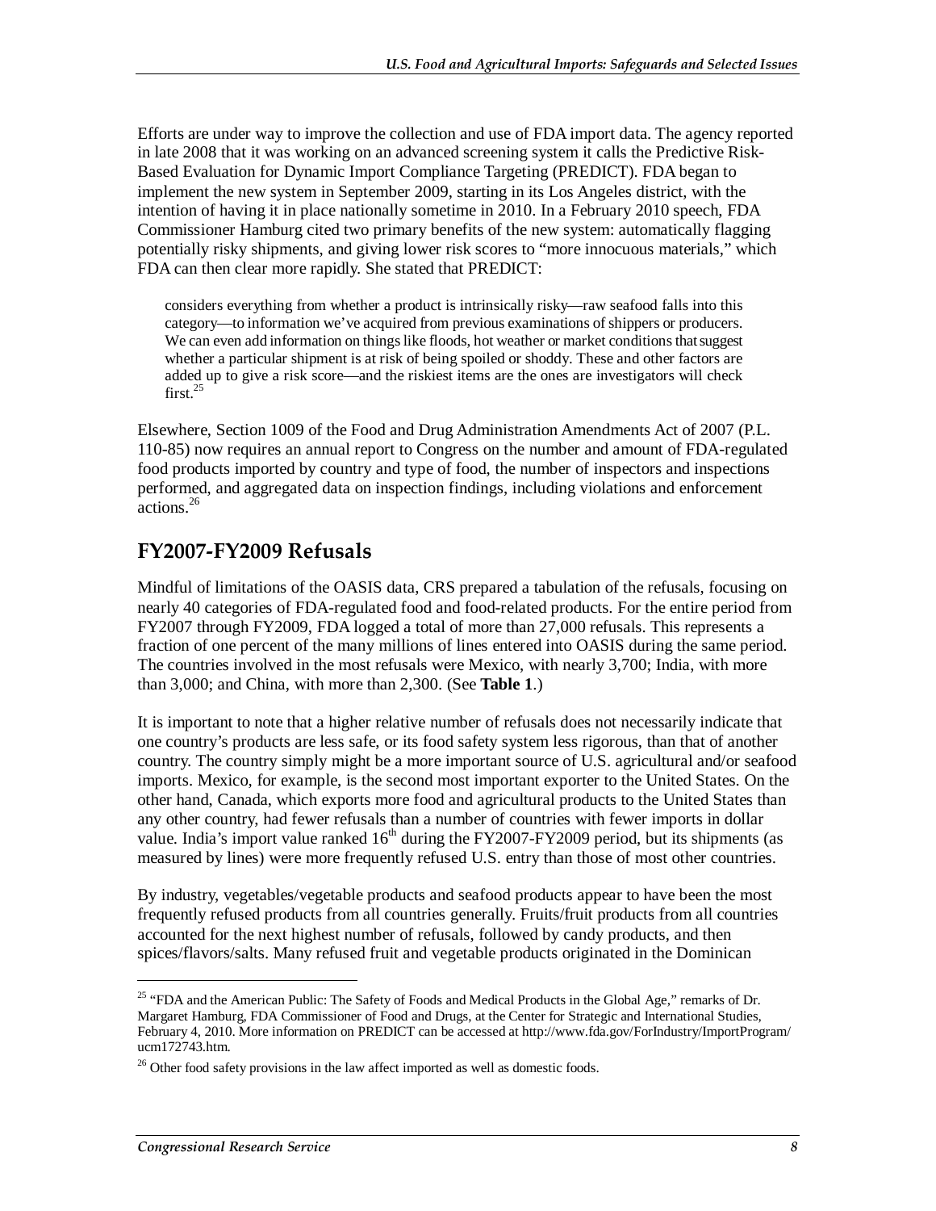Efforts are under way to improve the collection and use of FDA import data. The agency reported in late 2008 that it was working on an advanced screening system it calls the Predictive Risk-Based Evaluation for Dynamic Import Compliance Targeting (PREDICT). FDA began to implement the new system in September 2009, starting in its Los Angeles district, with the intention of having it in place nationally sometime in 2010. In a February 2010 speech, FDA Commissioner Hamburg cited two primary benefits of the new system: automatically flagging potentially risky shipments, and giving lower risk scores to "more innocuous materials," which FDA can then clear more rapidly. She stated that PREDICT:

> considers everything from whether a product is intrinsically risky—raw seafood falls into this category—to information we've acquired from previous examinations of shippers or producers. We can even add information on things like floods, hot weather or market conditions that suggest whether a particular shipment is at risk of being spoiled or shoddy. These and other factors are added up to give a risk score—and the riskiest items are the ones are investigators will check first.[25]

Elsewhere, Section 1009 of the Food and Drug Administration Amendments Act of 2007 (P.L. 110-85) now requires an annual report to Congress on the number and amount of FDA-regulated food products imported by country and type of food, the number of inspectors and inspections performed, and aggregated data on inspection findings, including violations and enforcement actions.[26]

## FY2007-FY2009 Refusals

Mindful of limitations of the OASIS data, CRS prepared a tabulation of the refusals, focusing on nearly 40 categories of FDA-regulated food and food-related products. For the entire period from FY2007 through FY2009, FDA logged a total of more than 27,000 refusals. This represents a fraction of one percent of the many millions of lines entered into OASIS during the same period. The countries involved in the most refusals were Mexico, with nearly 3,700; India, with more than 3,000; and China, with more than 2,300. (See **Table 1**.)

It is important to note that a higher relative number of refusals does not necessarily indicate that one country's products are less safe, or its food safety system less rigorous, than that of another country. The country simply might be a more important source of U.S. agricultural and/or seafood imports. Mexico, for example, is the second most important exporter to the United States. On the other hand, Canada, which exports more food and agricultural products to the United States than any other country, had fewer refusals than a number of countries with fewer imports in dollar value. India's import value ranked 16th during the FY2007-FY2009 period, but its shipments (as measured by lines) were more frequently refused U.S. entry than those of most other countries.

By industry, vegetables/vegetable products and seafood products appear to have been the most frequently refused products from all countries generally. Fruits/fruit products from all countries accounted for the next highest number of refusals, followed by candy products, and then spices/flavors/salts. Many refused fruit and vegetable products originated in the Dominican

---

[25] "FDA and the American Public: The Safety of Foods and Medical Products in the Global Age," remarks of Dr. Margaret Hamburg, FDA Commissioner of Food and Drugs, at the Center for Strategic and International Studies, February 4, 2010. More information on PREDICT can be accessed at http://www.fda.gov/ForIndustry/ImportProgram/ucm172743.htm.

[26] Other food safety provisions in the law affect imported as well as domestic foods.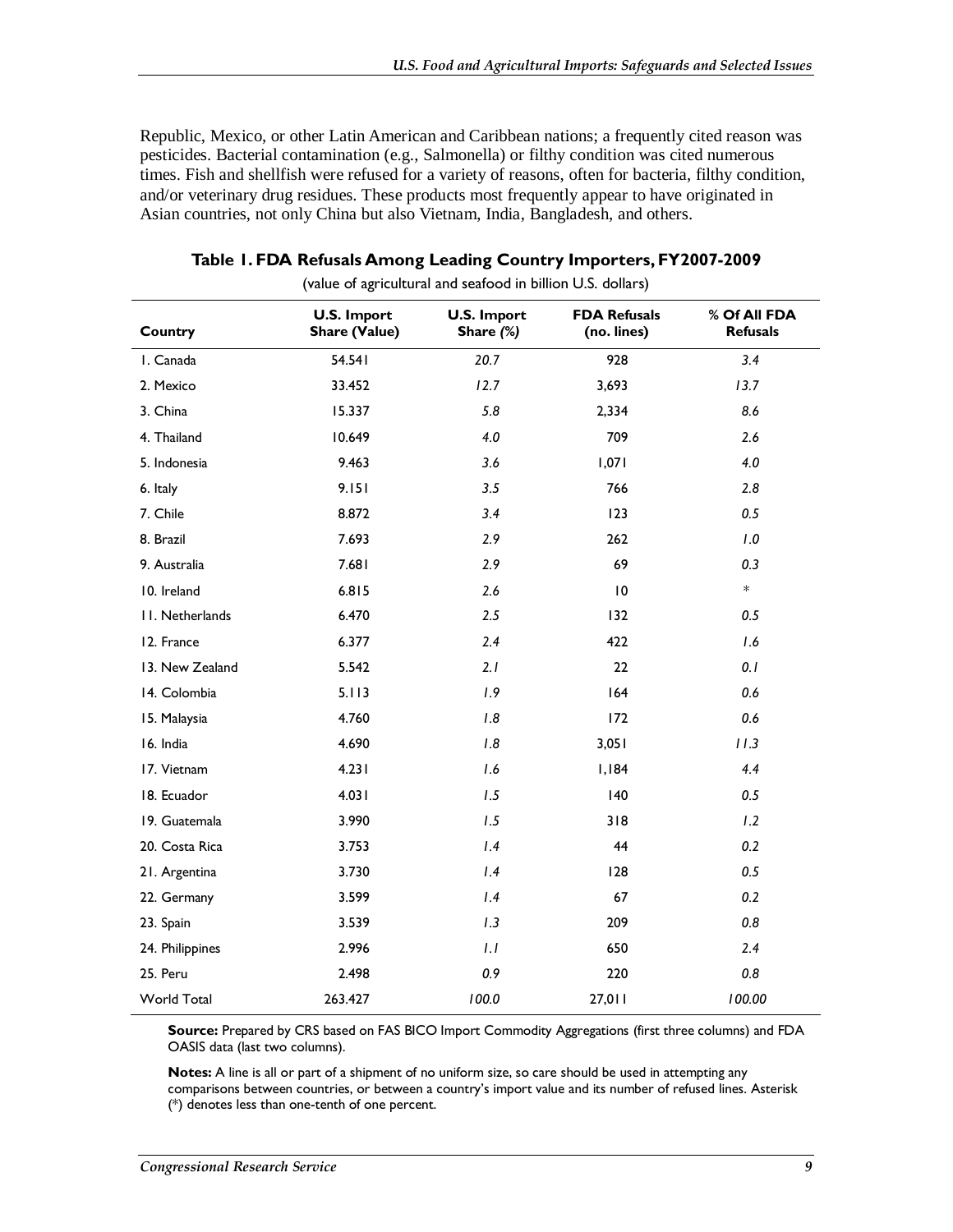Republic, Mexico, or other Latin American and Caribbean nations; a frequently cited reason was pesticides. Bacterial contamination (e.g., Salmonella) or filthy condition was cited numerous times. Fish and shellfish were refused for a variety of reasons, often for bacteria, filthy condition, and/or veterinary drug residues. These products most frequently appear to have originated in Asian countries, not only China but also Vietnam, India, Bangladesh, and others.

**Table 1. FDA Refusals Among Leading Country Importers, FY2007-2009**

(value of agricultural and seafood in billion U.S. dollars)

| Country | U.S. Import Share (Value) | U.S. Import Share (%) | FDA Refusals (no. lines) | % Of All FDA Refusals |
|---|---|---|---|---|
| 1. Canada | 54.541 | *20.7* | 928 | *3.4* |
| 2. Mexico | 33.452 | *12.7* | 3,693 | *13.7* |
| 3. China | 15.337 | *5.8* | 2,334 | *8.6* |
| 4. Thailand | 10.649 | *4.0* | 709 | *2.6* |
| 5. Indonesia | 9.463 | *3.6* | 1,071 | *4.0* |
| 6. Italy | 9.151 | *3.5* | 766 | *2.8* |
| 7. Chile | 8.872 | *3.4* | 123 | *0.5* |
| 8. Brazil | 7.693 | *2.9* | 262 | *1.0* |
| 9. Australia | 7.681 | *2.9* | 69 | *0.3* |
| 10. Ireland | 6.815 | *2.6* | 10 | * |
| 11. Netherlands | 6.470 | *2.5* | 132 | *0.5* |
| 12. France | 6.377 | *2.4* | 422 | *1.6* |
| 13. New Zealand | 5.542 | *2.1* | 22 | *0.1* |
| 14. Colombia | 5.113 | *1.9* | 164 | *0.6* |
| 15. Malaysia | 4.760 | *1.8* | 172 | *0.6* |
| 16. India | 4.690 | *1.8* | 3,051 | *11.3* |
| 17. Vietnam | 4.231 | *1.6* | 1,184 | *4.4* |
| 18. Ecuador | 4.031 | *1.5* | 140 | *0.5* |
| 19. Guatemala | 3.990 | *1.5* | 318 | *1.2* |
| 20. Costa Rica | 3.753 | *1.4* | 44 | *0.2* |
| 21. Argentina | 3.730 | *1.4* | 128 | *0.5* |
| 22. Germany | 3.599 | *1.4* | 67 | *0.2* |
| 23. Spain | 3.539 | *1.3* | 209 | *0.8* |
| 24. Philippines | 2.996 | *1.1* | 650 | *2.4* |
| 25. Peru | 2.498 | *0.9* | 220 | *0.8* |
| World Total | 263.427 | *100.0* | 27,011 | *100.00* |

**Source:** Prepared by CRS based on FAS BICO Import Commodity Aggregations (first three columns) and FDA OASIS data (last two columns).

**Notes:** A line is all or part of a shipment of no uniform size, so care should be used in attempting any comparisons between countries, or between a country's import value and its number of refused lines. Asterisk (*) denotes less than one-tenth of one percent.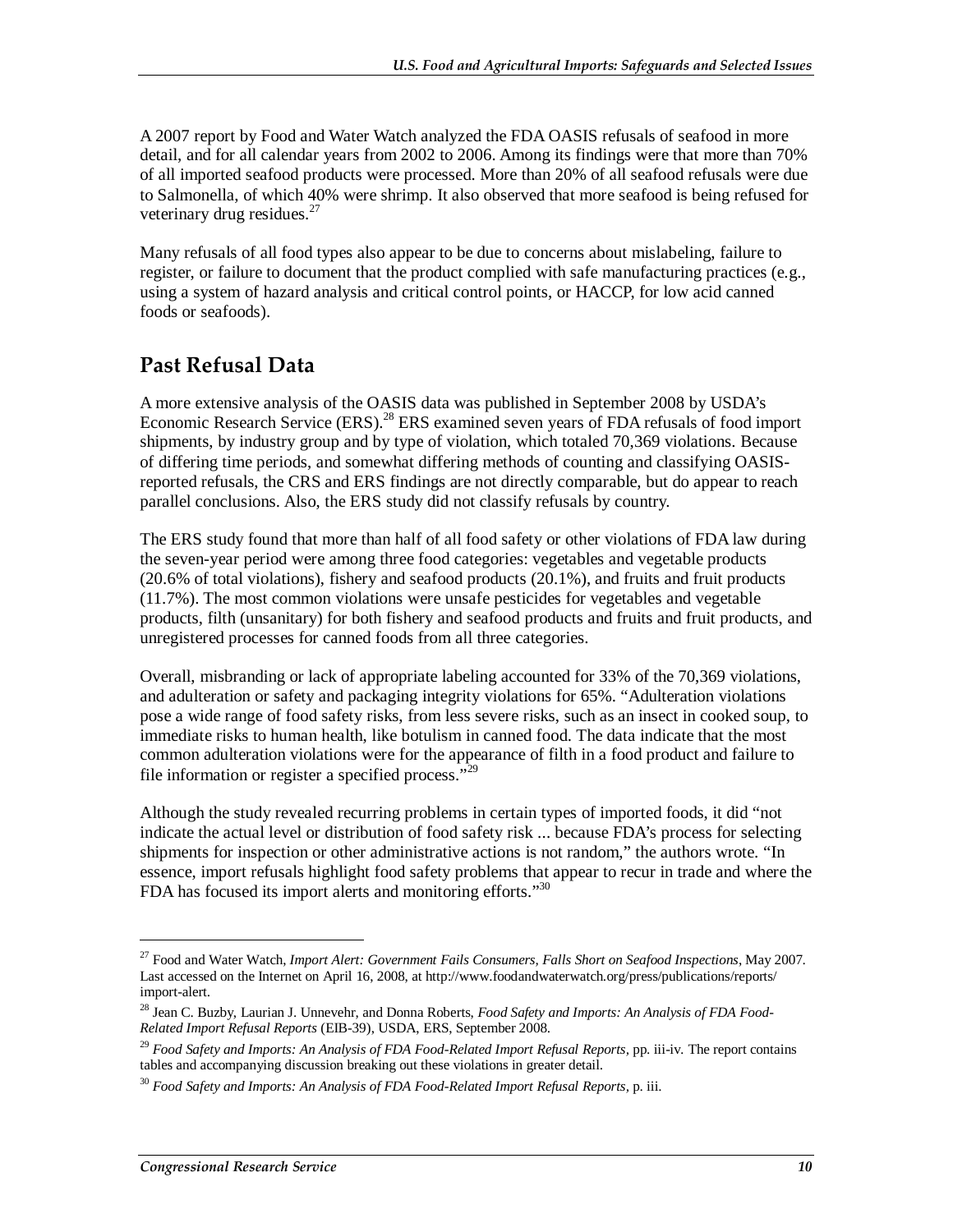A 2007 report by Food and Water Watch analyzed the FDA OASIS refusals of seafood in more detail, and for all calendar years from 2002 to 2006. Among its findings were that more than 70% of all imported seafood products were processed. More than 20% of all seafood refusals were due to Salmonella, of which 40% were shrimp. It also observed that more seafood is being refused for veterinary drug residues.[27]

Many refusals of all food types also appear to be due to concerns about mislabeling, failure to register, or failure to document that the product complied with safe manufacturing practices (e.g., using a system of hazard analysis and critical control points, or HACCP, for low acid canned foods or seafoods).

## Past Refusal Data

A more extensive analysis of the OASIS data was published in September 2008 by USDA's Economic Research Service (ERS).[28] ERS examined seven years of FDA refusals of food import shipments, by industry group and by type of violation, which totaled 70,369 violations. Because of differing time periods, and somewhat differing methods of counting and classifying OASIS-reported refusals, the CRS and ERS findings are not directly comparable, but do appear to reach parallel conclusions. Also, the ERS study did not classify refusals by country.

The ERS study found that more than half of all food safety or other violations of FDA law during the seven-year period were among three food categories: vegetables and vegetable products (20.6% of total violations), fishery and seafood products (20.1%), and fruits and fruit products (11.7%). The most common violations were unsafe pesticides for vegetables and vegetable products, filth (unsanitary) for both fishery and seafood products and fruits and fruit products, and unregistered processes for canned foods from all three categories.

Overall, misbranding or lack of appropriate labeling accounted for 33% of the 70,369 violations, and adulteration or safety and packaging integrity violations for 65%. "Adulteration violations pose a wide range of food safety risks, from less severe risks, such as an insect in cooked soup, to immediate risks to human health, like botulism in canned food. The data indicate that the most common adulteration violations were for the appearance of filth in a food product and failure to file information or register a specified process."[29]

Although the study revealed recurring problems in certain types of imported foods, it did "not indicate the actual level or distribution of food safety risk ... because FDA's process for selecting shipments for inspection or other administrative actions is not random," the authors wrote. "In essence, import refusals highlight food safety problems that appear to recur in trade and where the FDA has focused its import alerts and monitoring efforts."[30]

---

[27] Food and Water Watch, *Import Alert: Government Fails Consumers, Falls Short on Seafood Inspections*, May 2007. Last accessed on the Internet on April 16, 2008, at http://www.foodandwaterwatch.org/press/publications/reports/import-alert.

[28] Jean C. Buzby, Laurian J. Unnevehr, and Donna Roberts, *Food Safety and Imports: An Analysis of FDA Food-Related Import Refusal Reports* (EIB-39), USDA, ERS, September 2008.

[29] *Food Safety and Imports: An Analysis of FDA Food-Related Import Refusal Reports*, pp. iii-iv. The report contains tables and accompanying discussion breaking out these violations in greater detail.

[30] *Food Safety and Imports: An Analysis of FDA Food-Related Import Refusal Reports*, p. iii.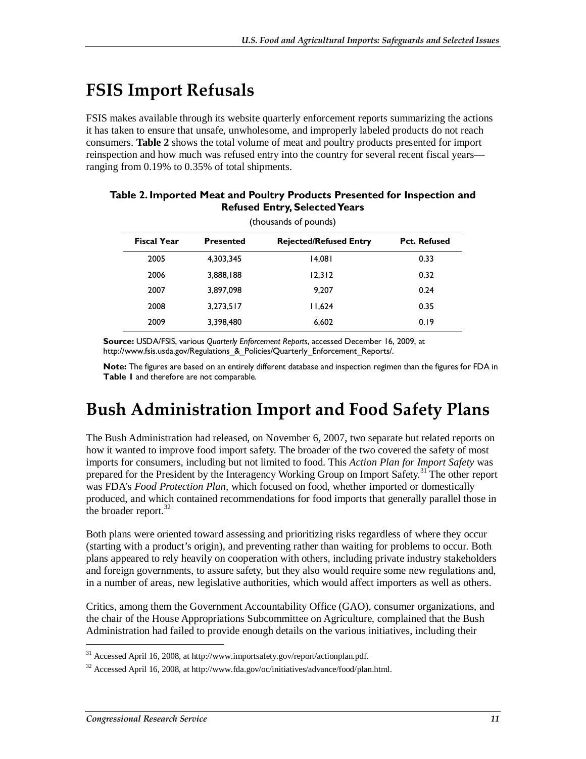# FSIS Import Refusals

FSIS makes available through its website quarterly enforcement reports summarizing the actions it has taken to ensure that unsafe, unwholesome, and improperly labeled products do not reach consumers. **Table 2** shows the total volume of meat and poultry products presented for import reinspection and how much was refused entry into the country for several recent fiscal years—ranging from 0.19% to 0.35% of total shipments.

**Table 2. Imported Meat and Poultry Products Presented for Inspection and Refused Entry, Selected Years**

(thousands of pounds)

| Fiscal Year | Presented | Rejected/Refused Entry | Pct. Refused |
| --- | --- | --- | --- |
| 2005 | 4,303,345 | 14,081 | 0.33 |
| 2006 | 3,888,188 | 12,312 | 0.32 |
| 2007 | 3,897,098 | 9,207 | 0.24 |
| 2008 | 3,273,517 | 11,624 | 0.35 |
| 2009 | 3,398,480 | 6,602 | 0.19 |

**Source:** USDA/FSIS, various *Quarterly Enforcement Reports*, accessed December 16, 2009, at http://www.fsis.usda.gov/Regulations_&_Policies/Quarterly_Enforcement_Reports/.

**Note:** The figures are based on an entirely different database and inspection regimen than the figures for FDA in **Table 1** and therefore are not comparable.

# Bush Administration Import and Food Safety Plans

The Bush Administration had released, on November 6, 2007, two separate but related reports on how it wanted to improve food import safety. The broader of the two covered the safety of most imports for consumers, including but not limited to food. This *Action Plan for Import Safety* was prepared for the President by the Interagency Working Group on Import Safety.[31] The other report was FDA's *Food Protection Plan*, which focused on food, whether imported or domestically produced, and which contained recommendations for food imports that generally parallel those in the broader report.[32]

Both plans were oriented toward assessing and prioritizing risks regardless of where they occur (starting with a product's origin), and preventing rather than waiting for problems to occur. Both plans appeared to rely heavily on cooperation with others, including private industry stakeholders and foreign governments, to assure safety, but they also would require some new regulations and, in a number of areas, new legislative authorities, which would affect importers as well as others.

Critics, among them the Government Accountability Office (GAO), consumer organizations, and the chair of the House Appropriations Subcommittee on Agriculture, complained that the Bush Administration had failed to provide enough details on the various initiatives, including their

[31] Accessed April 16, 2008, at http://www.importsafety.gov/report/actionplan.pdf.

[32] Accessed April 16, 2008, at http://www.fda.gov/oc/initiatives/advance/food/plan.html.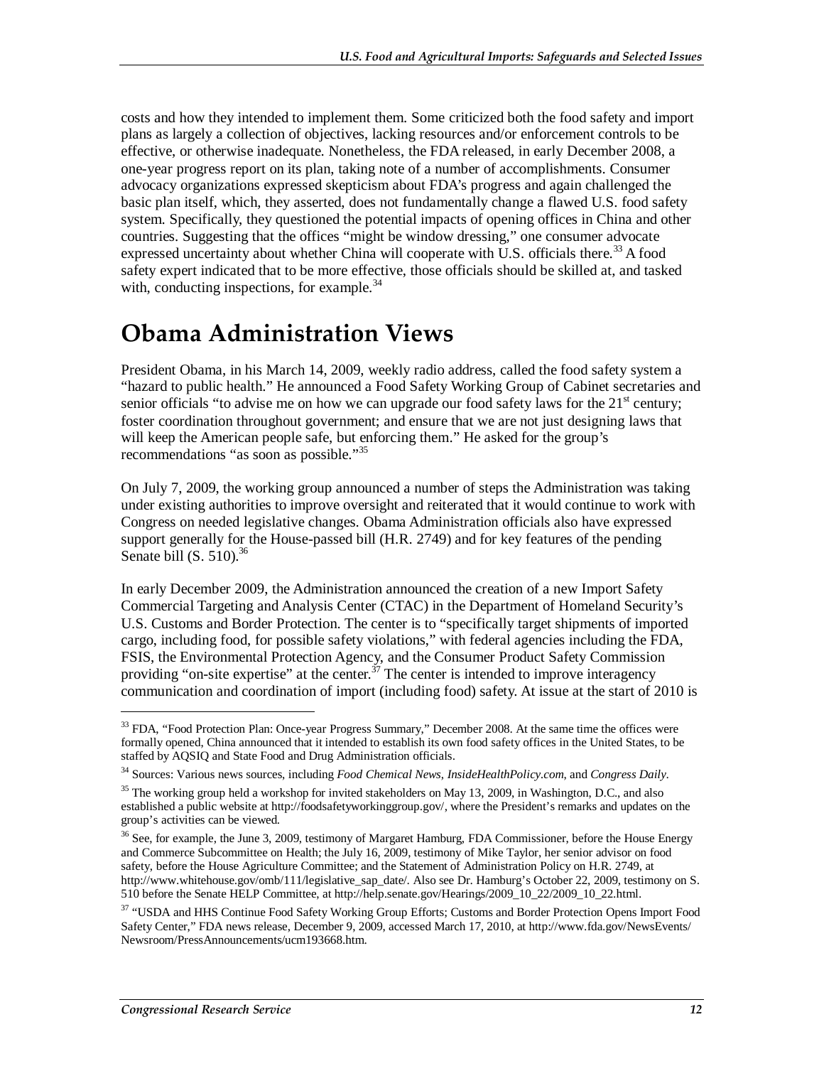costs and how they intended to implement them. Some criticized both the food safety and import plans as largely a collection of objectives, lacking resources and/or enforcement controls to be effective, or otherwise inadequate. Nonetheless, the FDA released, in early December 2008, a one-year progress report on its plan, taking note of a number of accomplishments. Consumer advocacy organizations expressed skepticism about FDA's progress and again challenged the basic plan itself, which, they asserted, does not fundamentally change a flawed U.S. food safety system. Specifically, they questioned the potential impacts of opening offices in China and other countries. Suggesting that the offices "might be window dressing," one consumer advocate expressed uncertainty about whether China will cooperate with U.S. officials there.[33] A food safety expert indicated that to be more effective, those officials should be skilled at, and tasked with, conducting inspections, for example.[34]

# Obama Administration Views

President Obama, in his March 14, 2009, weekly radio address, called the food safety system a "hazard to public health." He announced a Food Safety Working Group of Cabinet secretaries and senior officials "to advise me on how we can upgrade our food safety laws for the 21st century; foster coordination throughout government; and ensure that we are not just designing laws that will keep the American people safe, but enforcing them." He asked for the group's recommendations "as soon as possible."[35]

On July 7, 2009, the working group announced a number of steps the Administration was taking under existing authorities to improve oversight and reiterated that it would continue to work with Congress on needed legislative changes. Obama Administration officials also have expressed support generally for the House-passed bill (H.R. 2749) and for key features of the pending Senate bill (S. 510).[36]

In early December 2009, the Administration announced the creation of a new Import Safety Commercial Targeting and Analysis Center (CTAC) in the Department of Homeland Security's U.S. Customs and Border Protection. The center is to "specifically target shipments of imported cargo, including food, for possible safety violations," with federal agencies including the FDA, FSIS, the Environmental Protection Agency, and the Consumer Product Safety Commission providing "on-site expertise" at the center.[37] The center is intended to improve interagency communication and coordination of import (including food) safety. At issue at the start of 2010 is

---

[33] FDA, "Food Protection Plan: Once-year Progress Summary," December 2008. At the same time the offices were formally opened, China announced that it intended to establish its own food safety offices in the United States, to be staffed by AQSIQ and State Food and Drug Administration officials.

[34] Sources: Various news sources, including *Food Chemical News*, *InsideHealthPolicy.com*, and *Congress Daily*.

[35] The working group held a workshop for invited stakeholders on May 13, 2009, in Washington, D.C., and also established a public website at http://foodsafetyworkinggroup.gov/, where the President's remarks and updates on the group's activities can be viewed.

[36] See, for example, the June 3, 2009, testimony of Margaret Hamburg, FDA Commissioner, before the House Energy and Commerce Subcommittee on Health; the July 16, 2009, testimony of Mike Taylor, her senior advisor on food safety, before the House Agriculture Committee; and the Statement of Administration Policy on H.R. 2749, at http://www.whitehouse.gov/omb/111/legislative_sap_date/. Also see Dr. Hamburg's October 22, 2009, testimony on S. 510 before the Senate HELP Committee, at http://help.senate.gov/Hearings/2009_10_22/2009_10_22.html.

[37] "USDA and HHS Continue Food Safety Working Group Efforts; Customs and Border Protection Opens Import Food Safety Center," FDA news release, December 9, 2009, accessed March 17, 2010, at http://www.fda.gov/NewsEvents/Newsroom/PressAnnouncements/ucm193668.htm.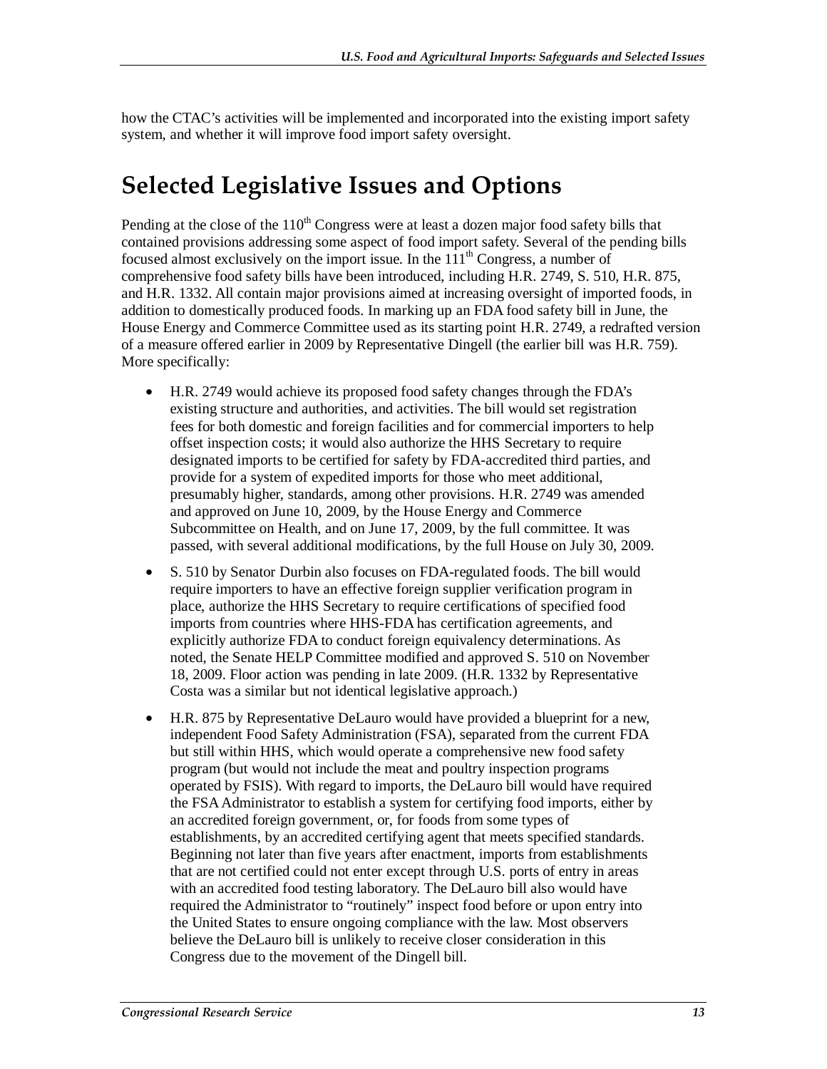how the CTAC's activities will be implemented and incorporated into the existing import safety system, and whether it will improve food import safety oversight.

# Selected Legislative Issues and Options

Pending at the close of the 110th Congress were at least a dozen major food safety bills that contained provisions addressing some aspect of food import safety. Several of the pending bills focused almost exclusively on the import issue. In the 111th Congress, a number of comprehensive food safety bills have been introduced, including H.R. 2749, S. 510, H.R. 875, and H.R. 1332. All contain major provisions aimed at increasing oversight of imported foods, in addition to domestically produced foods. In marking up an FDA food safety bill in June, the House Energy and Commerce Committee used as its starting point H.R. 2749, a redrafted version of a measure offered earlier in 2009 by Representative Dingell (the earlier bill was H.R. 759). More specifically:

- H.R. 2749 would achieve its proposed food safety changes through the FDA's existing structure and authorities, and activities. The bill would set registration fees for both domestic and foreign facilities and for commercial importers to help offset inspection costs; it would also authorize the HHS Secretary to require designated imports to be certified for safety by FDA-accredited third parties, and provide for a system of expedited imports for those who meet additional, presumably higher, standards, among other provisions. H.R. 2749 was amended and approved on June 10, 2009, by the House Energy and Commerce Subcommittee on Health, and on June 17, 2009, by the full committee. It was passed, with several additional modifications, by the full House on July 30, 2009.
- S. 510 by Senator Durbin also focuses on FDA-regulated foods. The bill would require importers to have an effective foreign supplier verification program in place, authorize the HHS Secretary to require certifications of specified food imports from countries where HHS-FDA has certification agreements, and explicitly authorize FDA to conduct foreign equivalency determinations. As noted, the Senate HELP Committee modified and approved S. 510 on November 18, 2009. Floor action was pending in late 2009. (H.R. 1332 by Representative Costa was a similar but not identical legislative approach.)
- H.R. 875 by Representative DeLauro would have provided a blueprint for a new, independent Food Safety Administration (FSA), separated from the current FDA but still within HHS, which would operate a comprehensive new food safety program (but would not include the meat and poultry inspection programs operated by FSIS). With regard to imports, the DeLauro bill would have required the FSA Administrator to establish a system for certifying food imports, either by an accredited foreign government, or, for foods from some types of establishments, by an accredited certifying agent that meets specified standards. Beginning not later than five years after enactment, imports from establishments that are not certified could not enter except through U.S. ports of entry in areas with an accredited food testing laboratory. The DeLauro bill also would have required the Administrator to "routinely" inspect food before or upon entry into the United States to ensure ongoing compliance with the law. Most observers believe the DeLauro bill is unlikely to receive closer consideration in this Congress due to the movement of the Dingell bill.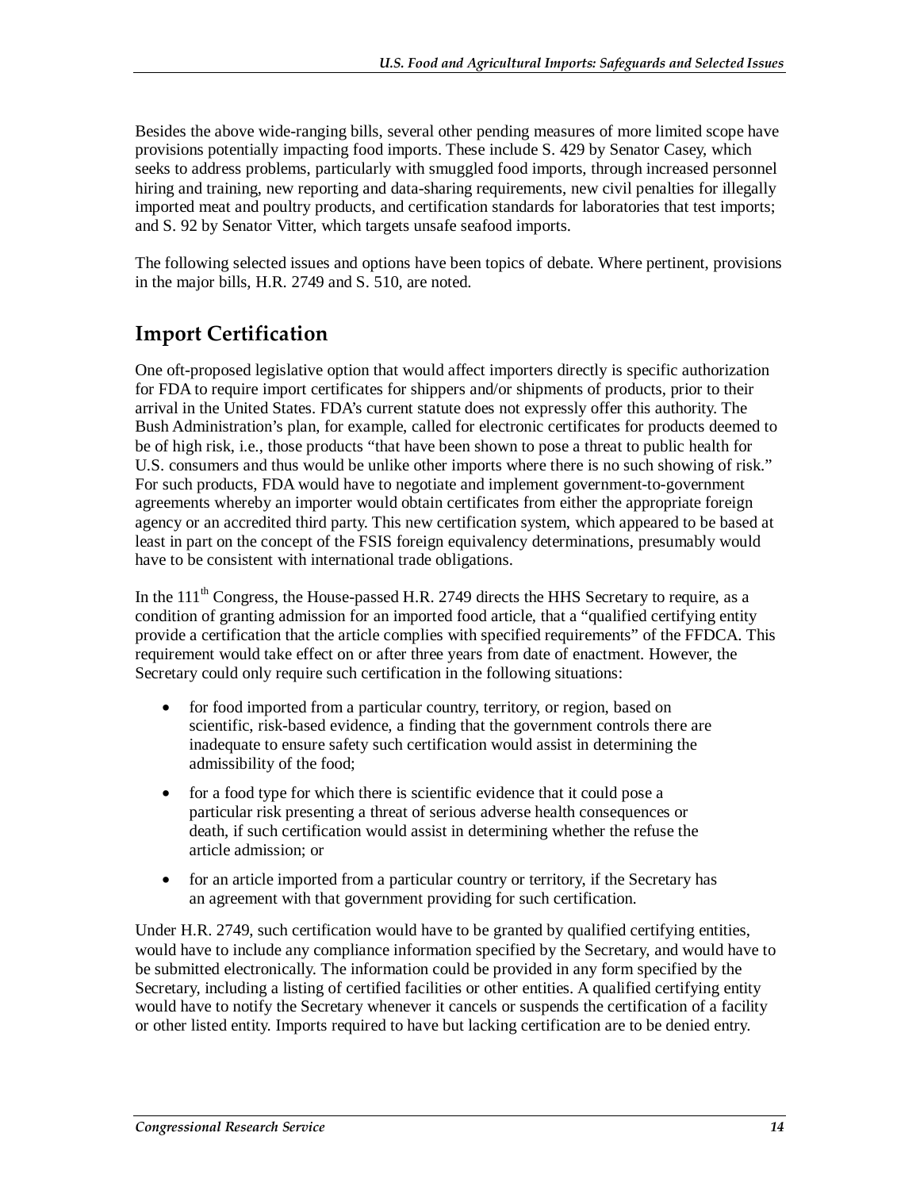Besides the above wide-ranging bills, several other pending measures of more limited scope have provisions potentially impacting food imports. These include S. 429 by Senator Casey, which seeks to address problems, particularly with smuggled food imports, through increased personnel hiring and training, new reporting and data-sharing requirements, new civil penalties for illegally imported meat and poultry products, and certification standards for laboratories that test imports; and S. 92 by Senator Vitter, which targets unsafe seafood imports.

The following selected issues and options have been topics of debate. Where pertinent, provisions in the major bills, H.R. 2749 and S. 510, are noted.

## Import Certification

One oft-proposed legislative option that would affect importers directly is specific authorization for FDA to require import certificates for shippers and/or shipments of products, prior to their arrival in the United States. FDA's current statute does not expressly offer this authority. The Bush Administration's plan, for example, called for electronic certificates for products deemed to be of high risk, i.e., those products "that have been shown to pose a threat to public health for U.S. consumers and thus would be unlike other imports where there is no such showing of risk." For such products, FDA would have to negotiate and implement government-to-government agreements whereby an importer would obtain certificates from either the appropriate foreign agency or an accredited third party. This new certification system, which appeared to be based at least in part on the concept of the FSIS foreign equivalency determinations, presumably would have to be consistent with international trade obligations.

In the 111th Congress, the House-passed H.R. 2749 directs the HHS Secretary to require, as a condition of granting admission for an imported food article, that a "qualified certifying entity provide a certification that the article complies with specified requirements" of the FFDCA. This requirement would take effect on or after three years from date of enactment. However, the Secretary could only require such certification in the following situations:

- for food imported from a particular country, territory, or region, based on scientific, risk-based evidence, a finding that the government controls there are inadequate to ensure safety such certification would assist in determining the admissibility of the food;
- for a food type for which there is scientific evidence that it could pose a particular risk presenting a threat of serious adverse health consequences or death, if such certification would assist in determining whether the refuse the article admission; or
- for an article imported from a particular country or territory, if the Secretary has an agreement with that government providing for such certification.

Under H.R. 2749, such certification would have to be granted by qualified certifying entities, would have to include any compliance information specified by the Secretary, and would have to be submitted electronically. The information could be provided in any form specified by the Secretary, including a listing of certified facilities or other entities. A qualified certifying entity would have to notify the Secretary whenever it cancels or suspends the certification of a facility or other listed entity. Imports required to have but lacking certification are to be denied entry.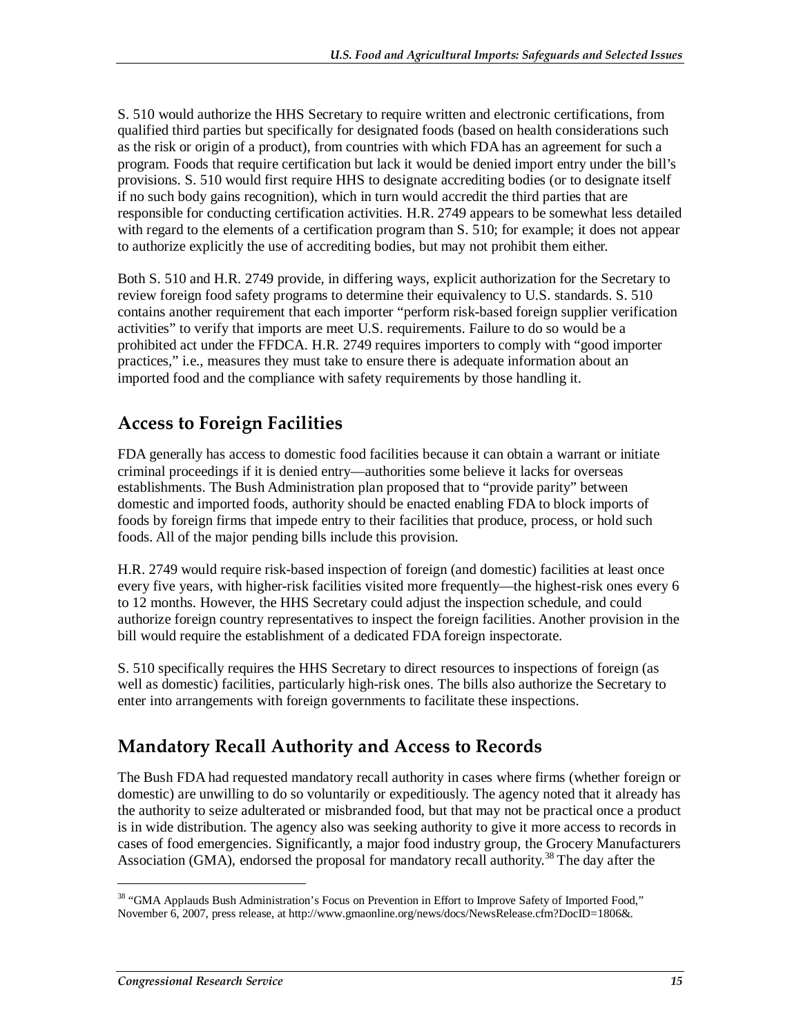S. 510 would authorize the HHS Secretary to require written and electronic certifications, from qualified third parties but specifically for designated foods (based on health considerations such as the risk or origin of a product), from countries with which FDA has an agreement for such a program. Foods that require certification but lack it would be denied import entry under the bill's provisions. S. 510 would first require HHS to designate accrediting bodies (or to designate itself if no such body gains recognition), which in turn would accredit the third parties that are responsible for conducting certification activities. H.R. 2749 appears to be somewhat less detailed with regard to the elements of a certification program than S. 510; for example; it does not appear to authorize explicitly the use of accrediting bodies, but may not prohibit them either.

Both S. 510 and H.R. 2749 provide, in differing ways, explicit authorization for the Secretary to review foreign food safety programs to determine their equivalency to U.S. standards. S. 510 contains another requirement that each importer "perform risk-based foreign supplier verification activities" to verify that imports are meet U.S. requirements. Failure to do so would be a prohibited act under the FFDCA. H.R. 2749 requires importers to comply with "good importer practices," i.e., measures they must take to ensure there is adequate information about an imported food and the compliance with safety requirements by those handling it.

## Access to Foreign Facilities

FDA generally has access to domestic food facilities because it can obtain a warrant or initiate criminal proceedings if it is denied entry—authorities some believe it lacks for overseas establishments. The Bush Administration plan proposed that to "provide parity" between domestic and imported foods, authority should be enacted enabling FDA to block imports of foods by foreign firms that impede entry to their facilities that produce, process, or hold such foods. All of the major pending bills include this provision.

H.R. 2749 would require risk-based inspection of foreign (and domestic) facilities at least once every five years, with higher-risk facilities visited more frequently—the highest-risk ones every 6 to 12 months. However, the HHS Secretary could adjust the inspection schedule, and could authorize foreign country representatives to inspect the foreign facilities. Another provision in the bill would require the establishment of a dedicated FDA foreign inspectorate.

S. 510 specifically requires the HHS Secretary to direct resources to inspections of foreign (as well as domestic) facilities, particularly high-risk ones. The bills also authorize the Secretary to enter into arrangements with foreign governments to facilitate these inspections.

## Mandatory Recall Authority and Access to Records

The Bush FDA had requested mandatory recall authority in cases where firms (whether foreign or domestic) are unwilling to do so voluntarily or expeditiously. The agency noted that it already has the authority to seize adulterated or misbranded food, but that may not be practical once a product is in wide distribution. The agency also was seeking authority to give it more access to records in cases of food emergencies. Significantly, a major food industry group, the Grocery Manufacturers Association (GMA), endorsed the proposal for mandatory recall authority.[38] The day after the

[38] "GMA Applauds Bush Administration's Focus on Prevention in Effort to Improve Safety of Imported Food," November 6, 2007, press release, at http://www.gmaonline.org/news/docs/NewsRelease.cfm?DocID=1806&.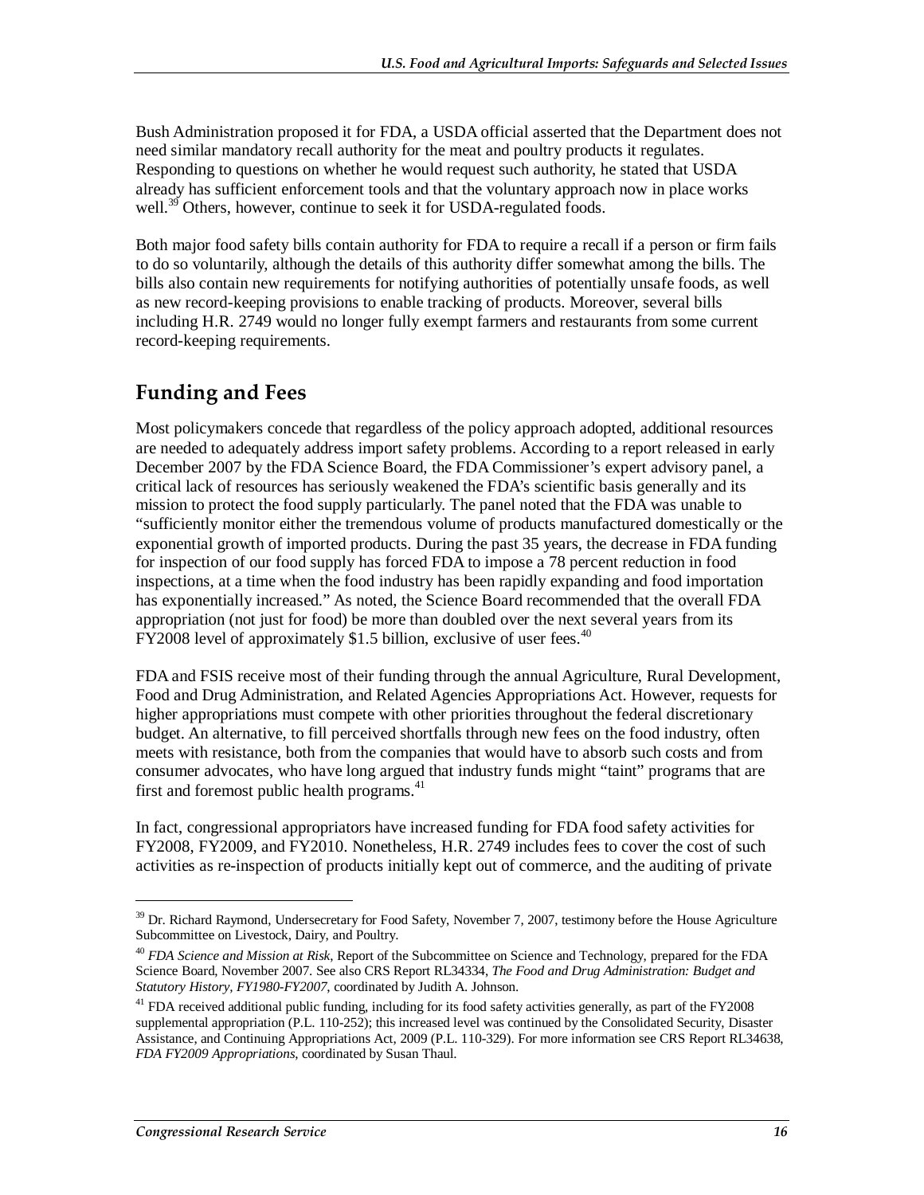Bush Administration proposed it for FDA, a USDA official asserted that the Department does not need similar mandatory recall authority for the meat and poultry products it regulates. Responding to questions on whether he would request such authority, he stated that USDA already has sufficient enforcement tools and that the voluntary approach now in place works well.[39] Others, however, continue to seek it for USDA-regulated foods.

Both major food safety bills contain authority for FDA to require a recall if a person or firm fails to do so voluntarily, although the details of this authority differ somewhat among the bills. The bills also contain new requirements for notifying authorities of potentially unsafe foods, as well as new record-keeping provisions to enable tracking of products. Moreover, several bills including H.R. 2749 would no longer fully exempt farmers and restaurants from some current record-keeping requirements.

## Funding and Fees

Most policymakers concede that regardless of the policy approach adopted, additional resources are needed to adequately address import safety problems. According to a report released in early December 2007 by the FDA Science Board, the FDA Commissioner's expert advisory panel, a critical lack of resources has seriously weakened the FDA's scientific basis generally and its mission to protect the food supply particularly. The panel noted that the FDA was unable to "sufficiently monitor either the tremendous volume of products manufactured domestically or the exponential growth of imported products. During the past 35 years, the decrease in FDA funding for inspection of our food supply has forced FDA to impose a 78 percent reduction in food inspections, at a time when the food industry has been rapidly expanding and food importation has exponentially increased." As noted, the Science Board recommended that the overall FDA appropriation (not just for food) be more than doubled over the next several years from its FY2008 level of approximately $1.5 billion, exclusive of user fees.[40]

FDA and FSIS receive most of their funding through the annual Agriculture, Rural Development, Food and Drug Administration, and Related Agencies Appropriations Act. However, requests for higher appropriations must compete with other priorities throughout the federal discretionary budget. An alternative, to fill perceived shortfalls through new fees on the food industry, often meets with resistance, both from the companies that would have to absorb such costs and from consumer advocates, who have long argued that industry funds might "taint" programs that are first and foremost public health programs.[41]

In fact, congressional appropriators have increased funding for FDA food safety activities for FY2008, FY2009, and FY2010. Nonetheless, H.R. 2749 includes fees to cover the cost of such activities as re-inspection of products initially kept out of commerce, and the auditing of private

---

[39] Dr. Richard Raymond, Undersecretary for Food Safety, November 7, 2007, testimony before the House Agriculture Subcommittee on Livestock, Dairy, and Poultry.

[40] *FDA Science and Mission at Risk*, Report of the Subcommittee on Science and Technology, prepared for the FDA Science Board, November 2007. See also CRS Report RL34334, *The Food and Drug Administration: Budget and Statutory History, FY1980-FY2007*, coordinated by Judith A. Johnson.

[41] FDA received additional public funding, including for its food safety activities generally, as part of the FY2008 supplemental appropriation (P.L. 110-252); this increased level was continued by the Consolidated Security, Disaster Assistance, and Continuing Appropriations Act, 2009 (P.L. 110-329). For more information see CRS Report RL34638, *FDA FY2009 Appropriations*, coordinated by Susan Thaul.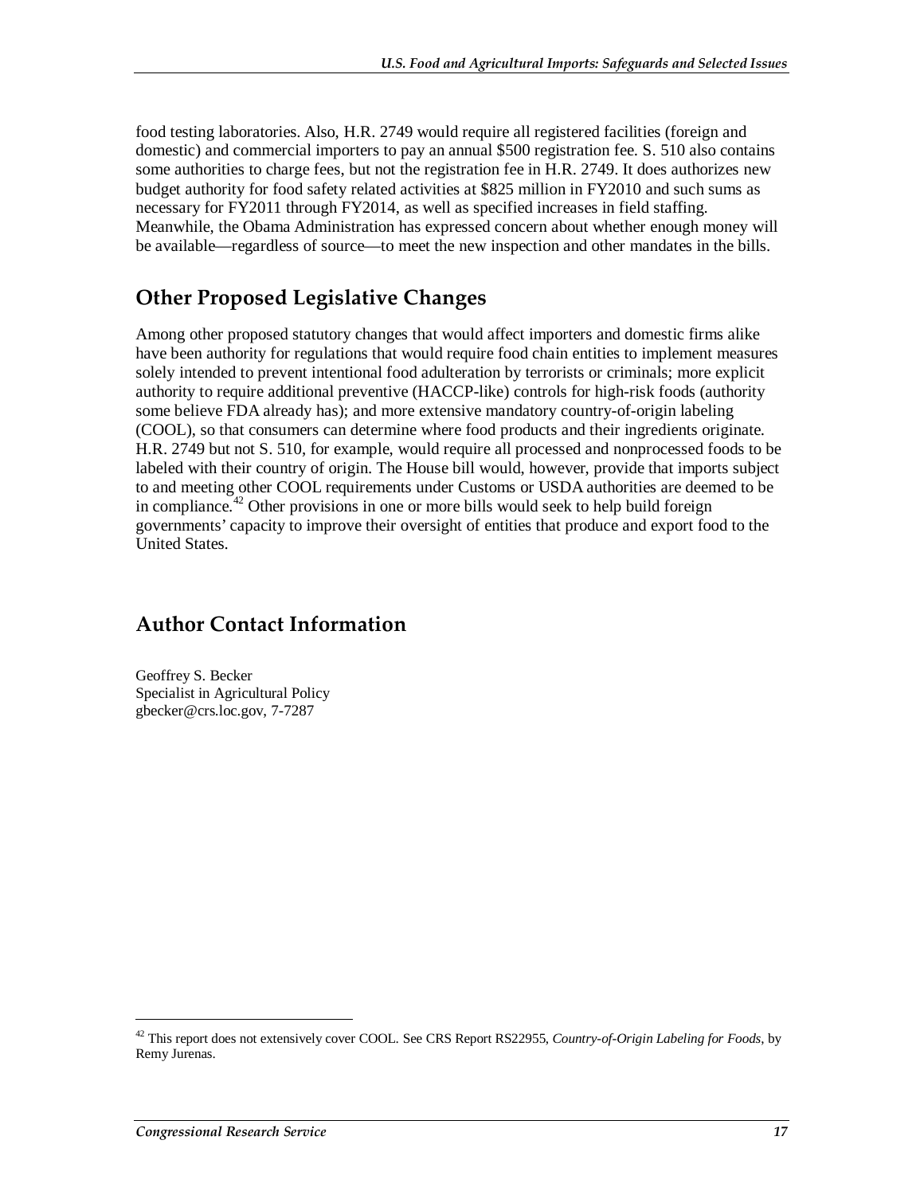food testing laboratories. Also, H.R. 2749 would require all registered facilities (foreign and domestic) and commercial importers to pay an annual $500 registration fee. S. 510 also contains some authorities to charge fees, but not the registration fee in H.R. 2749. It does authorizes new budget authority for food safety related activities at $825 million in FY2010 and such sums as necessary for FY2011 through FY2014, as well as specified increases in field staffing. Meanwhile, the Obama Administration has expressed concern about whether enough money will be available—regardless of source—to meet the new inspection and other mandates in the bills.

## Other Proposed Legislative Changes

Among other proposed statutory changes that would affect importers and domestic firms alike have been authority for regulations that would require food chain entities to implement measures solely intended to prevent intentional food adulteration by terrorists or criminals; more explicit authority to require additional preventive (HACCP-like) controls for high-risk foods (authority some believe FDA already has); and more extensive mandatory country-of-origin labeling (COOL), so that consumers can determine where food products and their ingredients originate. H.R. 2749 but not S. 510, for example, would require all processed and nonprocessed foods to be labeled with their country of origin. The House bill would, however, provide that imports subject to and meeting other COOL requirements under Customs or USDA authorities are deemed to be in compliance.[42] Other provisions in one or more bills would seek to help build foreign governments' capacity to improve their oversight of entities that produce and export food to the United States.

## Author Contact Information

Geoffrey S. Becker
Specialist in Agricultural Policy
gbecker@crs.loc.gov, 7-7287

---

[42] This report does not extensively cover COOL. See CRS Report RS22955, *Country-of-Origin Labeling for Foods*, by Remy Jurenas.